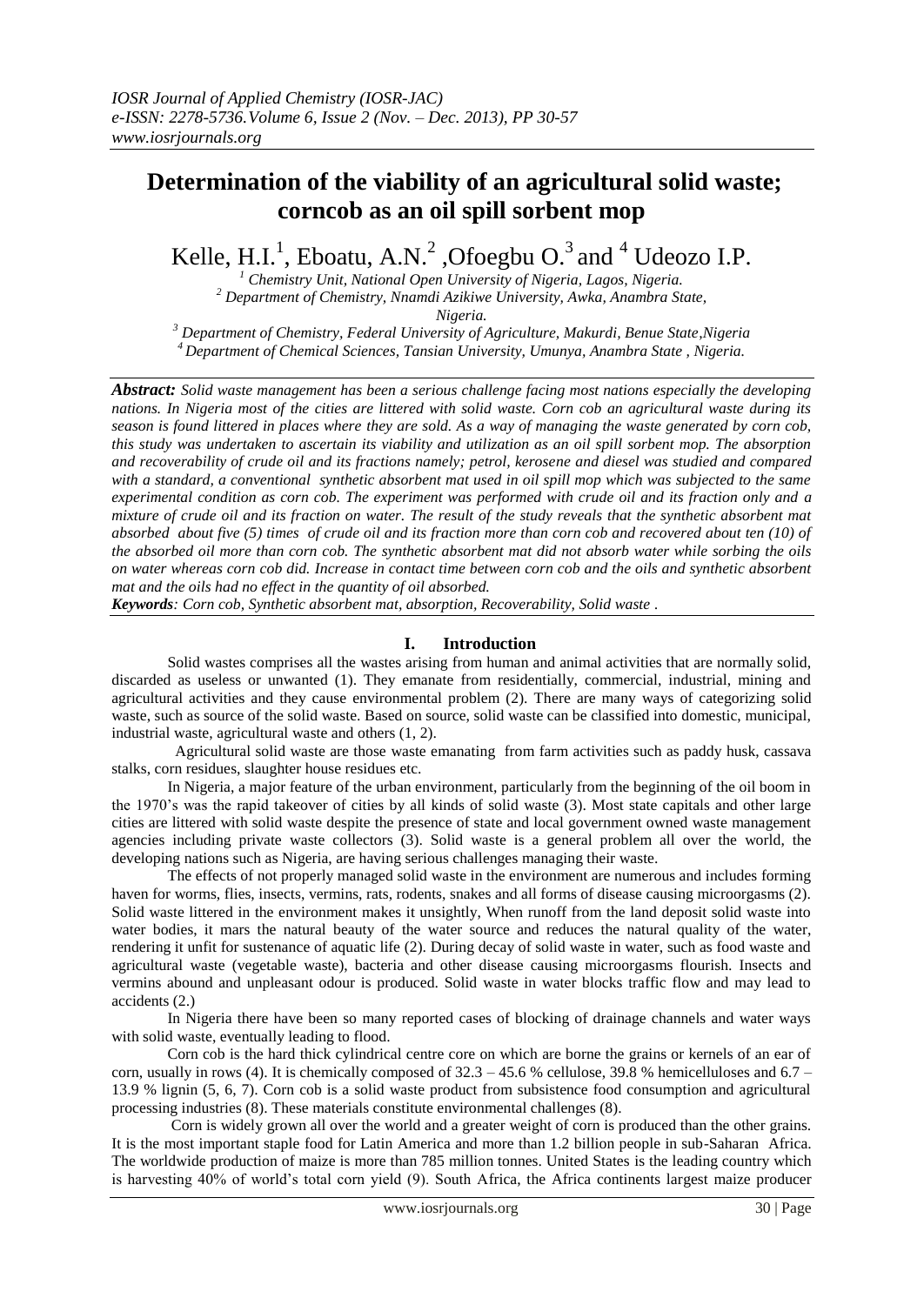# Determination of the viability of an agricultural solid waste; corncob as an oil spill sorbent mop

Kelle, H.I.[1], Eboatu, A.N.[2], Ofoegbu O.[3] and [4] Udeozo I.P.

[1] Chemistry Unit, National Open University of Nigeria, Lagos, Nigeria.
[2] Department of Chemistry, Nnamdi Azikiwe University, Awka, Anambra State, Nigeria.
[3] Department of Chemistry, Federal University of Agriculture, Makurdi, Benue State, Nigeria
[4] Department of Chemical Sciences, Tansian University, Umunya, Anambra State, Nigeria.

***Abstract:*** *Solid waste management has been a serious challenge facing most nations especially the developing nations. In Nigeria most of the cities are littered with solid waste. Corn cob an agricultural waste during its season is found littered in places where they are sold. As a way of managing the waste generated by corn cob, this study was undertaken to ascertain its viability and utilization as an oil spill sorbent mop. The absorption and recoverability of crude oil and its fractions namely; petrol, kerosene and diesel was studied and compared with a standard, a conventional synthetic absorbent mat used in oil spill mop which was subjected to the same experimental condition as corn cob. The experiment was performed with crude oil and its fraction only and a mixture of crude oil and its fraction on water. The result of the study reveals that the synthetic absorbent mat absorbed about five (5) times of crude oil and its fraction more than corn cob and recovered about ten (10) of the absorbed oil more than corn cob. The synthetic absorbent mat did not absorb water while sorbing the oils on water whereas corn cob did. Increase in contact time between corn cob and the oils and synthetic absorbent mat and the oils had no effect in the quantity of oil absorbed.*

***Keywords****: Corn cob, Synthetic absorbent mat, absorption, Recoverability, Solid waste .*

## I. Introduction

Solid wastes comprises all the wastes arising from human and animal activities that are normally solid, discarded as useless or unwanted (1). They emanate from residentially, commercial, industrial, mining and agricultural activities and they cause environmental problem (2). There are many ways of categorizing solid waste, such as source of the solid waste. Based on source, solid waste can be classified into domestic, municipal, industrial waste, agricultural waste and others (1, 2).

Agricultural solid waste are those waste emanating from farm activities such as paddy husk, cassava stalks, corn residues, slaughter house residues etc.

In Nigeria, a major feature of the urban environment, particularly from the beginning of the oil boom in the 1970's was the rapid takeover of cities by all kinds of solid waste (3). Most state capitals and other large cities are littered with solid waste despite the presence of state and local government owned waste management agencies including private waste collectors (3). Solid waste is a general problem all over the world, the developing nations such as Nigeria, are having serious challenges managing their waste.

The effects of not properly managed solid waste in the environment are numerous and includes forming haven for worms, flies, insects, vermins, rats, rodents, snakes and all forms of disease causing microorgasms (2). Solid waste littered in the environment makes it unsightly, When runoff from the land deposit solid waste into water bodies, it mars the natural beauty of the water source and reduces the natural quality of the water, rendering it unfit for sustenance of aquatic life (2). During decay of solid waste in water, such as food waste and agricultural waste (vegetable waste), bacteria and other disease causing microorgasms flourish. Insects and vermins abound and unpleasant odour is produced. Solid waste in water blocks traffic flow and may lead to accidents (2.)

In Nigeria there have been so many reported cases of blocking of drainage channels and water ways with solid waste, eventually leading to flood.

Corn cob is the hard thick cylindrical centre core on which are borne the grains or kernels of an ear of corn, usually in rows (4). It is chemically composed of 32.3 – 45.6 % cellulose, 39.8 % hemicelluloses and 6.7 – 13.9 % lignin (5, 6, 7). Corn cob is a solid waste product from subsistence food consumption and agricultural processing industries (8). These materials constitute environmental challenges (8).

Corn is widely grown all over the world and a greater weight of corn is produced than the other grains. It is the most important staple food for Latin America and more than 1.2 billion people in sub-Saharan Africa. The worldwide production of maize is more than 785 million tonnes. United States is the leading country which is harvesting 40% of world's total corn yield (9). South Africa, the Africa continents largest maize producer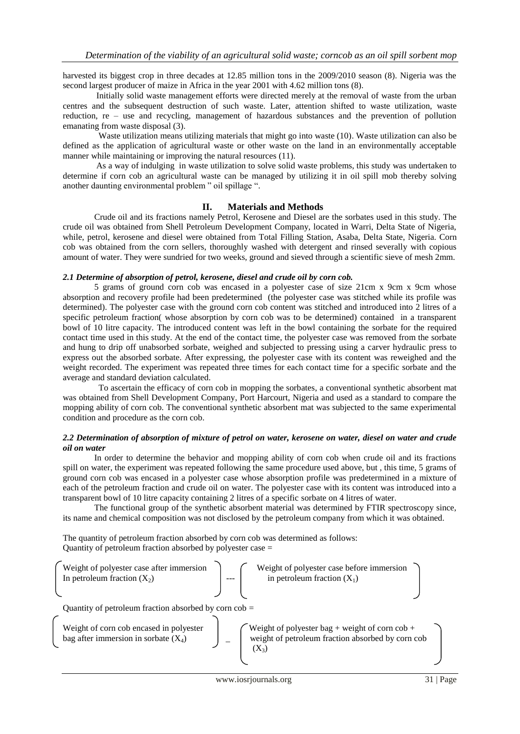harvested its biggest crop in three decades at 12.85 million tons in the 2009/2010 season (8). Nigeria was the second largest producer of maize in Africa in the year 2001 with 4.62 million tons (8).

Initially solid waste management efforts were directed merely at the removal of waste from the urban centres and the subsequent destruction of such waste. Later, attention shifted to waste utilization, waste reduction, re – use and recycling, management of hazardous substances and the prevention of pollution emanating from waste disposal (3).

Waste utilization means utilizing materials that might go into waste (10). Waste utilization can also be defined as the application of agricultural waste or other waste on the land in an environmentally acceptable manner while maintaining or improving the natural resources (11).

As a way of indulging in waste utilization to solve solid waste problems, this study was undertaken to determine if corn cob an agricultural waste can be managed by utilizing it in oil spill mob thereby solving another daunting environmental problem " oil spillage ".

## II. Materials and Methods

Crude oil and its fractions namely Petrol, Kerosene and Diesel are the sorbates used in this study. The crude oil was obtained from Shell Petroleum Development Company, located in Warri, Delta State of Nigeria, while, petrol, kerosene and diesel were obtained from Total Filling Station, Asaba, Delta State, Nigeria. Corn cob was obtained from the corn sellers, thoroughly washed with detergent and rinsed severally with copious amount of water. They were sundried for two weeks, ground and sieved through a scientific sieve of mesh 2mm.

### *2.1 Determine of absorption of petrol, kerosene, diesel and crude oil by corn cob.*

5 grams of ground corn cob was encased in a polyester case of size 21cm x 9cm x 9cm whose absorption and recovery profile had been predetermined (the polyester case was stitched while its profile was determined). The polyester case with the ground corn cob content was stitched and introduced into 2 litres of a specific petroleum fraction( whose absorption by corn cob was to be determined) contained in a transparent bowl of 10 litre capacity. The introduced content was left in the bowl containing the sorbate for the required contact time used in this study. At the end of the contact time, the polyester case was removed from the sorbate and hung to drip off unabsorbed sorbate, weighed and subjected to pressing using a carver hydraulic press to express out the absorbed sorbate. After expressing, the polyester case with its content was reweighed and the weight recorded. The experiment was repeated three times for each contact time for a specific sorbate and the average and standard deviation calculated.

To ascertain the efficacy of corn cob in mopping the sorbates, a conventional synthetic absorbent mat was obtained from Shell Development Company, Port Harcourt, Nigeria and used as a standard to compare the mopping ability of corn cob. The conventional synthetic absorbent mat was subjected to the same experimental condition and procedure as the corn cob.

### *2.2 Determination of absorption of mixture of petrol on water, kerosene on water, diesel on water and crude oil on water*

In order to determine the behavior and mopping ability of corn cob when crude oil and its fractions spill on water, the experiment was repeated following the same procedure used above, but , this time, 5 grams of ground corn cob was encased in a polyester case whose absorption profile was predetermined in a mixture of each of the petroleum fraction and crude oil on water. The polyester case with its content was introduced into a transparent bowl of 10 litre capacity containing 2 litres of a specific sorbate on 4 litres of water.

The functional group of the synthetic absorbent material was determined by FTIR spectroscopy since, its name and chemical composition was not disclosed by the petroleum company from which it was obtained.

The quantity of petroleum fraction absorbed by corn cob was determined as follows:
Quantity of petroleum fraction absorbed by polyester case =

$$\left(\text{Weight of polyester case after immersion In petroleum fraction } (X_2)\right) --- \left(\text{Weight of polyester case before immersion in petroleum fraction } (X_1)\right)$$

Quantity of petroleum fraction absorbed by corn cob =

$$\left(\text{Weight of corn cob encased in polyester bag after immersion in sorbate } (X_4)\right) - \left(\text{Weight of polyester bag + weight of corn cob + weight of petroleum fraction absorbed by corn cob } (X_3)\right)$$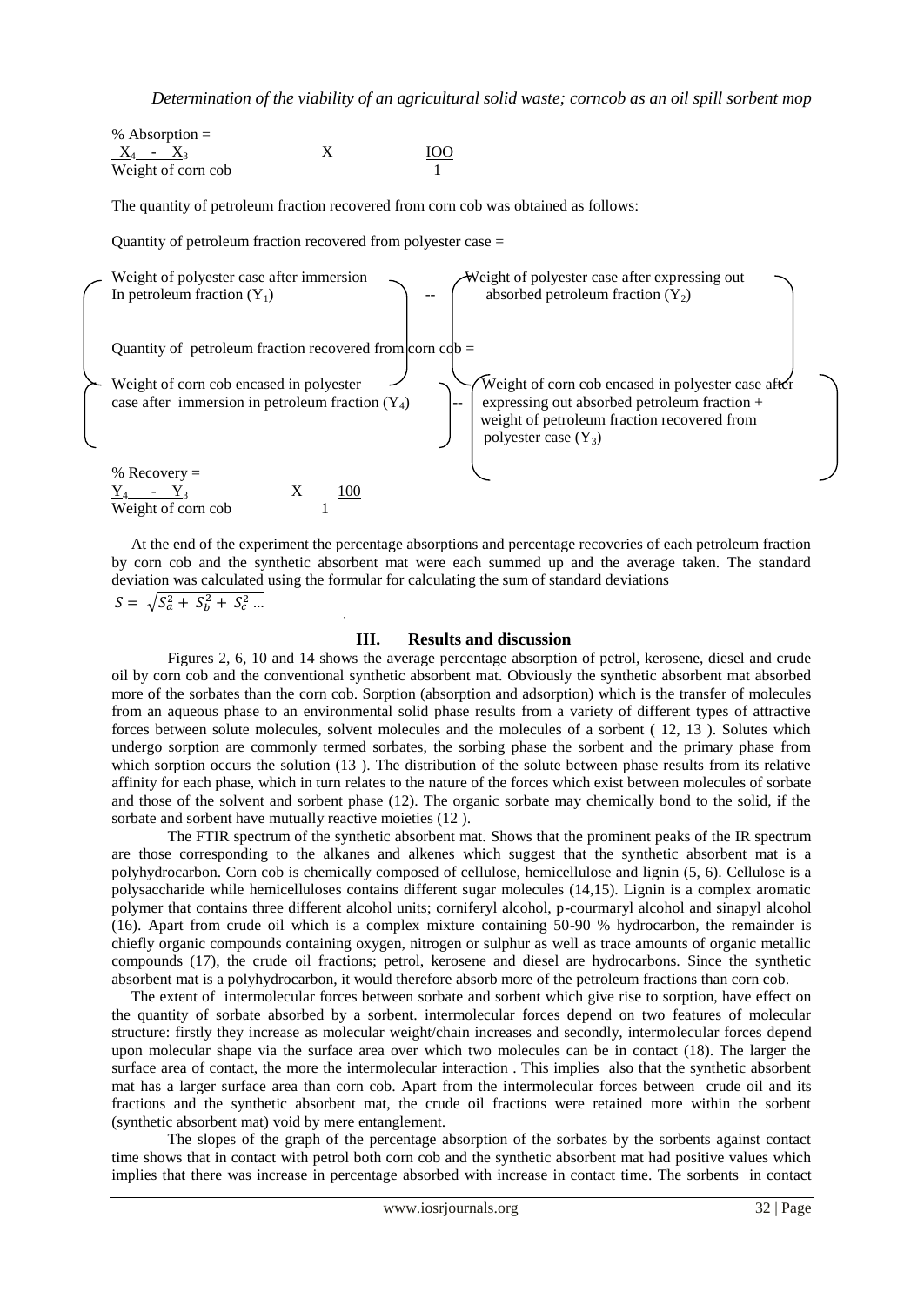$$\% \text{ Absorption} = \frac{X_4 - X_3}{\text{Weight of corn cob}} \times \frac{100}{1}$$

The quantity of petroleum fraction recovered from corn cob was obtained as follows:

Quantity of petroleum fraction recovered from polyester case =

(Weight of polyester case after immersion In petroleum fraction ($Y_1$)) -- (Weight of polyester case after expressing out absorbed petroleum fraction ($Y_2$))

Quantity of petroleum fraction recovered from corn cob =

(Weight of corn cob encased in polyester case after immersion in petroleum fraction ($Y_4$)) -- (Weight of corn cob encased in polyester case after expressing out absorbed petroleum fraction + weight of petroleum fraction recovered from polyester case ($Y_3$))

$$\% \text{ Recovery} = \frac{Y_4 - Y_3}{\text{Weight of corn cob}} \times \frac{100}{1}$$

At the end of the experiment the percentage absorptions and percentage recoveries of each petroleum fraction by corn cob and the synthetic absorbent mat were each summed up and the average taken. The standard deviation was calculated using the formular for calculating the sum of standard deviations

$$S = \sqrt{S_a^2 + S_b^2 + S_c^2 \ldots}$$

## III. Results and discussion

Figures 2, 6, 10 and 14 shows the average percentage absorption of petrol, kerosene, diesel and crude oil by corn cob and the conventional synthetic absorbent mat. Obviously the synthetic absorbent mat absorbed more of the sorbates than the corn cob. Sorption (absorption and adsorption) which is the transfer of molecules from an aqueous phase to an environmental solid phase results from a variety of different types of attractive forces between solute molecules, solvent molecules and the molecules of a sorbent ( 12, 13 ). Solutes which undergo sorption are commonly termed sorbates, the sorbing phase the sorbent and the primary phase from which sorption occurs the solution (13 ). The distribution of the solute between phase results from its relative affinity for each phase, which in turn relates to the nature of the forces which exist between molecules of sorbate and those of the solvent and sorbent phase (12). The organic sorbate may chemically bond to the solid, if the sorbate and sorbent have mutually reactive moieties (12 ).

The FTIR spectrum of the synthetic absorbent mat. Shows that the prominent peaks of the IR spectrum are those corresponding to the alkanes and alkenes which suggest that the synthetic absorbent mat is a polyhydrocarbon. Corn cob is chemically composed of cellulose, hemicellulose and lignin (5, 6). Cellulose is a polysaccharide while hemicelluloses contains different sugar molecules (14,15). Lignin is a complex aromatic polymer that contains three different alcohol units; corniferyl alcohol, p-courmaryl alcohol and sinapyl alcohol (16). Apart from crude oil which is a complex mixture containing 50-90 % hydrocarbon, the remainder is chiefly organic compounds containing oxygen, nitrogen or sulphur as well as trace amounts of organic metallic compounds (17), the crude oil fractions; petrol, kerosene and diesel are hydrocarbons. Since the synthetic absorbent mat is a polyhydrocarbon, it would therefore absorb more of the petroleum fractions than corn cob.

The extent of intermolecular forces between sorbate and sorbent which give rise to sorption, have effect on the quantity of sorbate absorbed by a sorbent. intermolecular forces depend on two features of molecular structure: firstly they increase as molecular weight/chain increases and secondly, intermolecular forces depend upon molecular shape via the surface area over which two molecules can be in contact (18). The larger the surface area of contact, the more the intermolecular interaction . This implies also that the synthetic absorbent mat has a larger surface area than corn cob. Apart from the intermolecular forces between crude oil and its fractions and the synthetic absorbent mat, the crude oil fractions were retained more within the sorbent (synthetic absorbent mat) void by mere entanglement.

The slopes of the graph of the percentage absorption of the sorbates by the sorbents against contact time shows that in contact with petrol both corn cob and the synthetic absorbent mat had positive values which implies that there was increase in percentage absorbed with increase in contact time. The sorbents in contact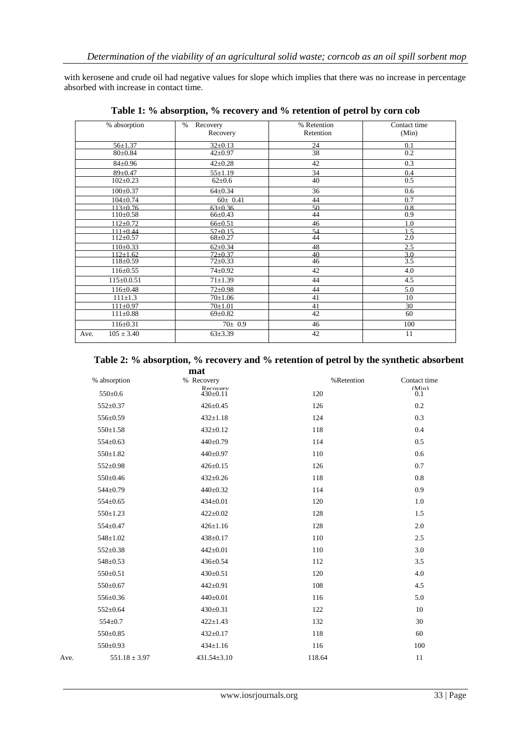with kerosene and crude oil had negative values for slope which implies that there was no increase in percentage absorbed with increase in contact time.

**Table 1: % absorption, % recovery and % retention of petrol by corn cob**

| % absorption | % Recovery | % Retention | Contact time (Min) |
|---|---|---|---|
| 56±1.37 | 32±0.13 | 24 | 0.1 |
| 80±0.84 | 42±0.97 | 38 | 0.2 |
| 84±0.96 | 42±0.28 | 42 | 0.3 |
| 89±0.47 | 55±1.19 | 34 | 0.4 |
| 102±0.23 | 62±0.6 | 40 | 0.5 |
| 100±0.37 | 64±0.34 | 36 | 0.6 |
| 104±0.74 | 60± 0.41 | 44 | 0.7 |
| 113±0.76 | 63±0.36 | 50 | 0.8 |
| 110±0.58 | 66±0.43 | 44 | 0.9 |
| 112±0.72 | 66±0.51 | 46 | 1.0 |
| 111±0.44 | 57±0.15 | 54 | 1.5 |
| 112±0.57 | 68±0.27 | 44 | 2.0 |
| 110±0.33 | 62±0.34 | 48 | 2.5 |
| 112±1.62 | 72±0.37 | 40 | 3.0 |
| 118±0.59 | 72±0.33 | 46 | 3.5 |
| 116±0.55 | 74±0.92 | 42 | 4.0 |
| 115±0.0.51 | 71±1.39 | 44 | 4.5 |
| 116±0.48 | 72±0.98 | 44 | 5.0 |
| 111±1.3 | 70±1.06 | 41 | 10 |
| 111±0.97 | 70±1.01 | 41 | 30 |
| 111±0.88 | 69±0.82 | 42 | 60 |
| 116±0.31 | 70± 0.9 | 46 | 100 |
| Ave. 105 ± 3.40 | 63±3.39 | 42 | 11 |

**Table 2: % absorption, % recovery and % retention of petrol by the synthetic absorbent mat**

| | % absorption | % Recovery | %Retention | Contact time (Min) |
|---|---|---|---|---|
| | 550±0.6 | 430±0.11 | 120 | 0.1 |
| | 552±0.37 | 426±0.45 | 126 | 0.2 |
| | 556±0.59 | 432±1.18 | 124 | 0.3 |
| | 550±1.58 | 432±0.12 | 118 | 0.4 |
| | 554±0.63 | 440±0.79 | 114 | 0.5 |
| | 550±1.82 | 440±0.97 | 110 | 0.6 |
| | 552±0.98 | 426±0.15 | 126 | 0.7 |
| | 550±0.46 | 432±0.26 | 118 | 0.8 |
| | 544±0.79 | 440±0.32 | 114 | 0.9 |
| | 554±0.65 | 434±0.01 | 120 | 1.0 |
| | 550±1.23 | 422±0.02 | 128 | 1.5 |
| | 554±0.47 | 426±1.16 | 128 | 2.0 |
| | 548±1.02 | 438±0.17 | 110 | 2.5 |
| | 552±0.38 | 442±0.01 | 110 | 3.0 |
| | 548±0.53 | 436±0.54 | 112 | 3.5 |
| | 550±0.51 | 430±0.51 | 120 | 4.0 |
| | 550±0.67 | 442±0.91 | 108 | 4.5 |
| | 556±0.36 | 440±0.01 | 116 | 5.0 |
| | 552±0.64 | 430±0.31 | 122 | 10 |
| | 554±0.7 | 422±1.43 | 132 | 30 |
| | 550±0.85 | 432±0.17 | 118 | 60 |
| | 550±0.93 | 434±1.16 | 116 | 100 |
| Ave. | 551.18 ± 3.97 | 431.54±3.10 | 118.64 | 11 |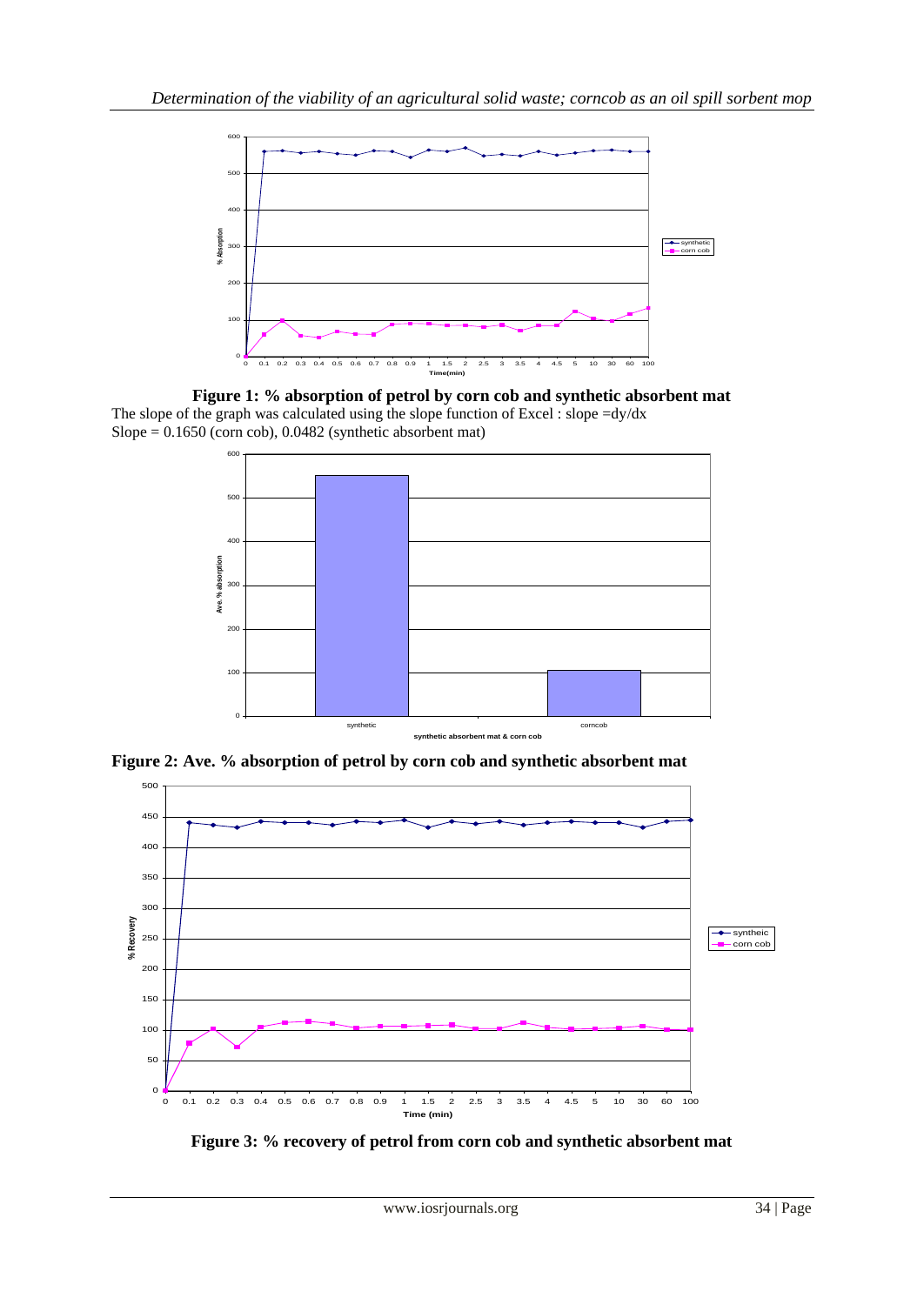**Figure 1: % absorption of petrol by corn cob and synthetic absorbent mat**

The slope of the graph was calculated using the slope function of Excel : slope =dy/dx
Slope = 0.1650 (corn cob), 0.0482 (synthetic absorbent mat)

**Figure 2: Ave. % absorption of petrol by corn cob and synthetic absorbent mat**

**Figure 3: % recovery of petrol from corn cob and synthetic absorbent mat**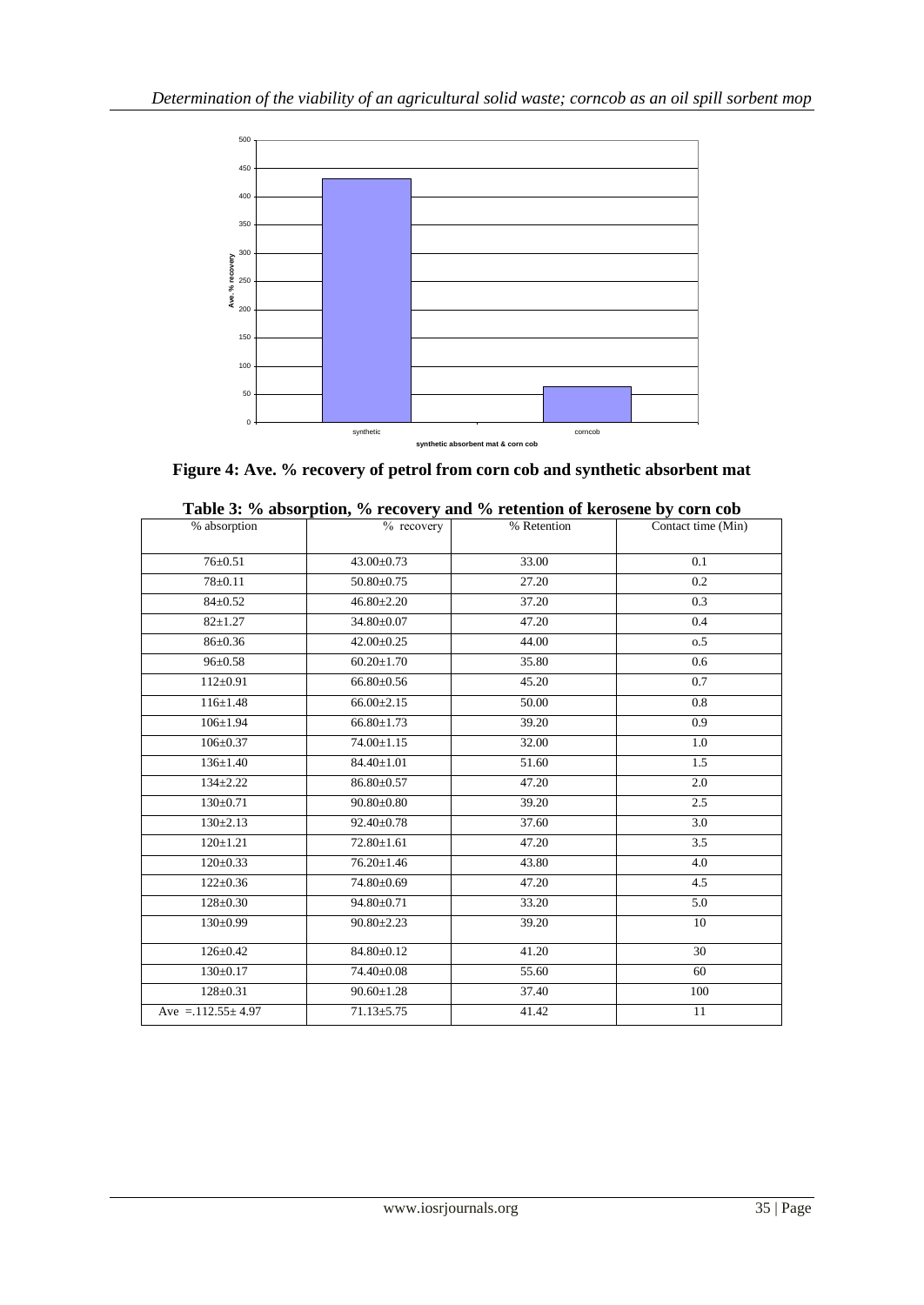**Figure 4: Ave. % recovery of petrol from corn cob and synthetic absorbent mat**

**Table 3: % absorption, % recovery and % retention of kerosene by corn cob**

| % absorption | % recovery | % Retention | Contact time (Min) |
|---|---|---|---|
| 76±0.51 | 43.00±0.73 | 33.00 | 0.1 |
| 78±0.11 | 50.80±0.75 | 27.20 | 0.2 |
| 84±0.52 | 46.80±2.20 | 37.20 | 0.3 |
| 82±1.27 | 34.80±0.07 | 47.20 | 0.4 |
| 86±0.36 | 42.00±0.25 | 44.00 | o.5 |
| 96±0.58 | 60.20±1.70 | 35.80 | 0.6 |
| 112±0.91 | 66.80±0.56 | 45.20 | 0.7 |
| 116±1.48 | 66.00±2.15 | 50.00 | 0.8 |
| 106±1.94 | 66.80±1.73 | 39.20 | 0.9 |
| 106±0.37 | 74.00±1.15 | 32.00 | 1.0 |
| 136±1.40 | 84.40±1.01 | 51.60 | 1.5 |
| 134±2.22 | 86.80±0.57 | 47.20 | 2.0 |
| 130±0.71 | 90.80±0.80 | 39.20 | 2.5 |
| 130±2.13 | 92.40±0.78 | 37.60 | 3.0 |
| 120±1.21 | 72.80±1.61 | 47.20 | 3.5 |
| 120±0.33 | 76.20±1.46 | 43.80 | 4.0 |
| 122±0.36 | 74.80±0.69 | 47.20 | 4.5 |
| 128±0.30 | 94.80±0.71 | 33.20 | 5.0 |
| 130±0.99 | 90.80±2.23 | 39.20 | 10 |
| 126±0.42 | 84.80±0.12 | 41.20 | 30 |
| 130±0.17 | 74.40±0.08 | 55.60 | 60 |
| 128±0.31 | 90.60±1.28 | 37.40 | 100 |
| Ave =.112.55± 4.97 | 71.13±5.75 | 41.42 | 11 |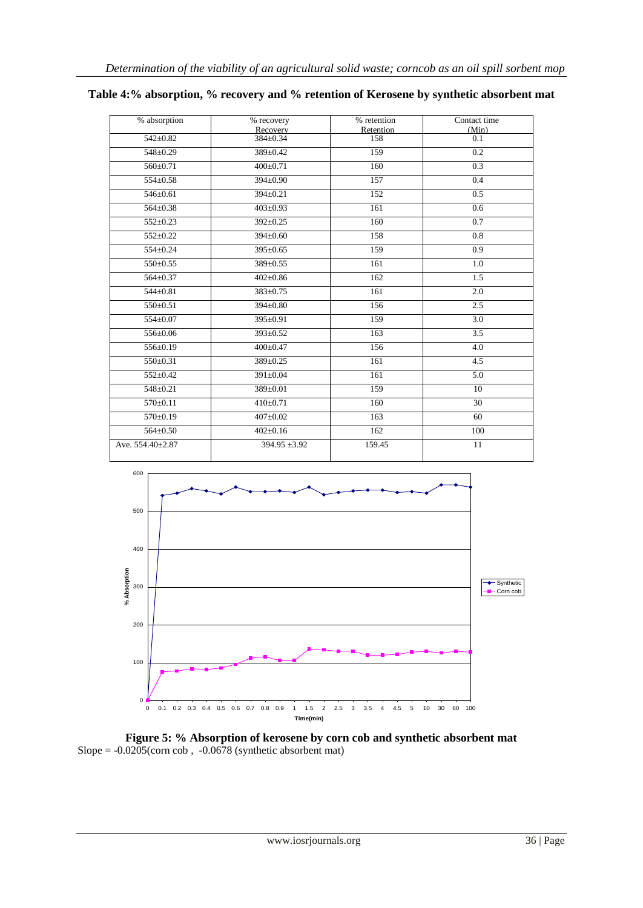**Table 4:% absorption, % recovery and % retention of Kerosene by synthetic absorbent mat**

| % absorption | % recovery Recovery | % retention Retention | Contact time (Min) |
|---|---|---|---|
| 542±0.82 | 384±0.34 | 158 | 0.1 |
| 548±0.29 | 389±0.42 | 159 | 0.2 |
| 560±0.71 | 400±0.71 | 160 | 0.3 |
| 554±0.58 | 394±0.90 | 157 | 0.4 |
| 546±0.61 | 394±0.21 | 152 | 0.5 |
| 564±0.38 | 403±0.93 | 161 | 0.6 |
| 552±0.23 | 392±0.25 | 160 | 0.7 |
| 552±0.22 | 394±0.60 | 158 | 0.8 |
| 554±0.24 | 395±0.65 | 159 | 0.9 |
| 550±0.55 | 389±0.55 | 161 | 1.0 |
| 564±0.37 | 402±0.86 | 162 | 1.5 |
| 544±0.81 | 383±0.75 | 161 | 2.0 |
| 550±0.51 | 394±0.80 | 156 | 2.5 |
| 554±0.07 | 395±0.91 | 159 | 3.0 |
| 556±0.06 | 393±0.52 | 163 | 3.5 |
| 556±0.19 | 400±0.47 | 156 | 4.0 |
| 550±0.31 | 389±0.25 | 161 | 4.5 |
| 552±0.42 | 391±0.04 | 161 | 5.0 |
| 548±0.21 | 389±0.01 | 159 | 10 |
| 570±0.11 | 410±0.71 | 160 | 30 |
| 570±0.19 | 407±0.02 | 163 | 60 |
| 564±0.50 | 402±0.16 | 162 | 100 |
| Ave. 554.40±2.87 | 394.95 ±3.92 | 159.45 | 11 |

**Figure 5: % Absorption of kerosene by corn cob and synthetic absorbent mat**

Slope = -0.0205(corn cob , -0.0678 (synthetic absorbent mat)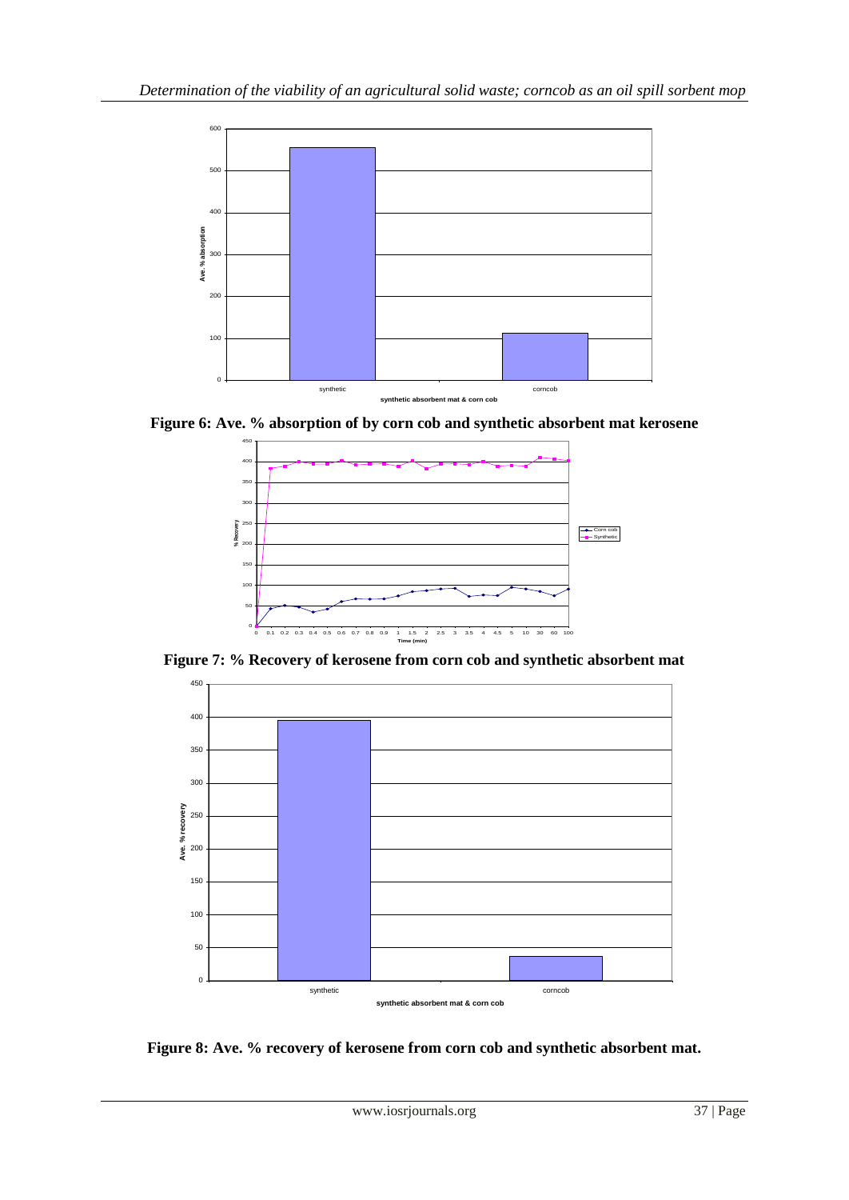Figure 6: Ave. % absorption of by corn cob and synthetic absorbent mat kerosene

Figure 7: % Recovery of kerosene from corn cob and synthetic absorbent mat

Figure 8: Ave. % recovery of kerosene from corn cob and synthetic absorbent mat.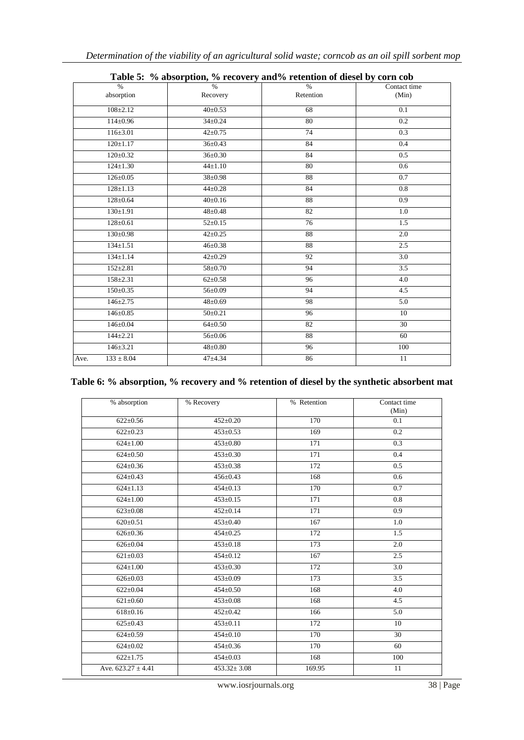**Table 5: % absorption, % recovery and% retention of diesel by corn cob**

| % absorption | % Recovery | % Retention | Contact time (Min) |
|---|---|---|---|
| 108±2.12 | 40±0.53 | 68 | 0.1 |
| 114±0.96 | 34±0.24 | 80 | 0.2 |
| 116±3.01 | 42±0.75 | 74 | 0.3 |
| 120±1.17 | 36±0.43 | 84 | 0.4 |
| 120±0.32 | 36±0.30 | 84 | 0.5 |
| 124±1.30 | 44±1.10 | 80 | 0.6 |
| 126±0.05 | 38±0.98 | 88 | 0.7 |
| 128±1.13 | 44±0.28 | 84 | 0.8 |
| 128±0.64 | 40±0.16 | 88 | 0.9 |
| 130±1.91 | 48±0.48 | 82 | 1.0 |
| 128±0.61 | 52±0.15 | 76 | 1.5 |
| 130±0.98 | 42±0.25 | 88 | 2.0 |
| 134±1.51 | 46±0.38 | 88 | 2.5 |
| 134±1.14 | 42±0.29 | 92 | 3.0 |
| 152±2.81 | 58±0.70 | 94 | 3.5 |
| 158±2.31 | 62±0.58 | 96 | 4.0 |
| 150±0.35 | 56±0.09 | 94 | 4.5 |
| 146±2.75 | 48±0.69 | 98 | 5.0 |
| 146±0.85 | 50±0.21 | 96 | 10 |
| 146±0.04 | 64±0.50 | 82 | 30 |
| 144±2.21 | 56±0.06 | 88 | 60 |
| 146±3.21 | 48±0.80 | 96 | 100 |
| Ave. 133 ± 8.04 | 47±4.34 | 86 | 11 |

**Table 6: % absorption, % recovery and % retention of diesel by the synthetic absorbent mat**

| % absorption | % Recovery | % Retention | Contact time (Min) |
|---|---|---|---|
| 622±0.56 | 452±0.20 | 170 | 0.1 |
| 622±0.23 | 453±0.53 | 169 | 0.2 |
| 624±1.00 | 453±0.80 | 171 | 0.3 |
| 624±0.50 | 453±0.30 | 171 | 0.4 |
| 624±0.36 | 453±0.38 | 172 | 0.5 |
| 624±0.43 | 456±0.43 | 168 | 0.6 |
| 624±1.13 | 454±0.13 | 170 | 0.7 |
| 624±1.00 | 453±0.15 | 171 | 0.8 |
| 623±0.08 | 452±0.14 | 171 | 0.9 |
| 620±0.51 | 453±0.40 | 167 | 1.0 |
| 626±0.36 | 454±0.25 | 172 | 1.5 |
| 626±0.04 | 453±0.18 | 173 | 2.0 |
| 621±0.03 | 454±0.12 | 167 | 2.5 |
| 624±1.00 | 453±0.30 | 172 | 3.0 |
| 626±0.03 | 453±0.09 | 173 | 3.5 |
| 622±0.04 | 454±0.50 | 168 | 4.0 |
| 621±0.60 | 453±0.08 | 168 | 4.5 |
| 618±0.16 | 452±0.42 | 166 | 5.0 |
| 625±0.43 | 453±0.11 | 172 | 10 |
| 624±0.59 | 454±0.10 | 170 | 30 |
| 624±0.02 | 454±0.36 | 170 | 60 |
| 622±1.75 | 454±0.03 | 168 | 100 |
| Ave. 623.27 ± 4.41 | 453.32± 3.08 | 169.95 | 11 |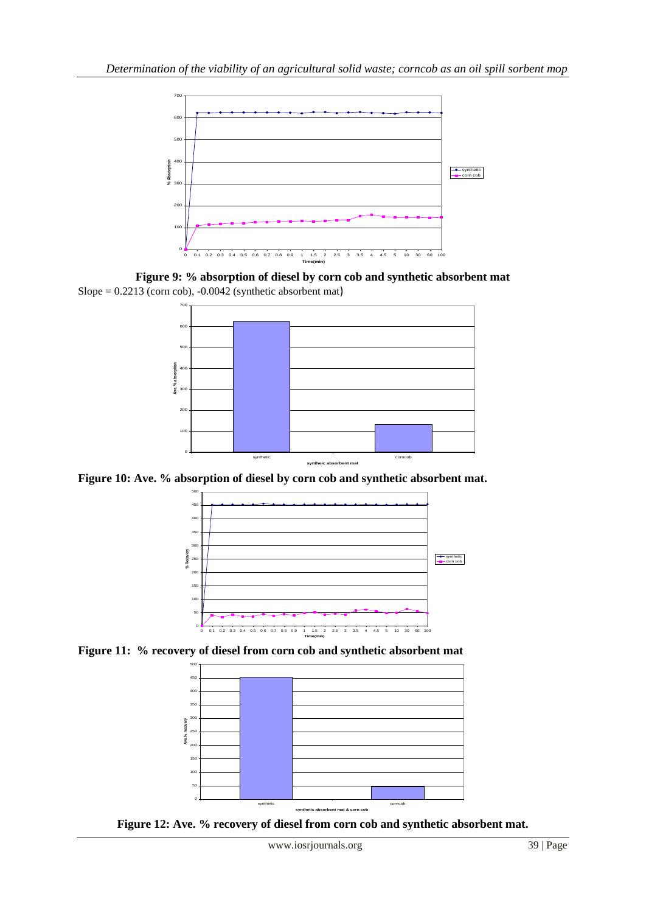**Figure 9: % absorption of diesel by corn cob and synthetic absorbent mat**

Slope = 0.2213 (corn cob), -0.0042 (synthetic absorbent mat)

**Figure 10: Ave. % absorption of diesel by corn cob and synthetic absorbent mat.**

**Figure 11: % recovery of diesel from corn cob and synthetic absorbent mat**

**Figure 12: Ave. % recovery of diesel from corn cob and synthetic absorbent mat.**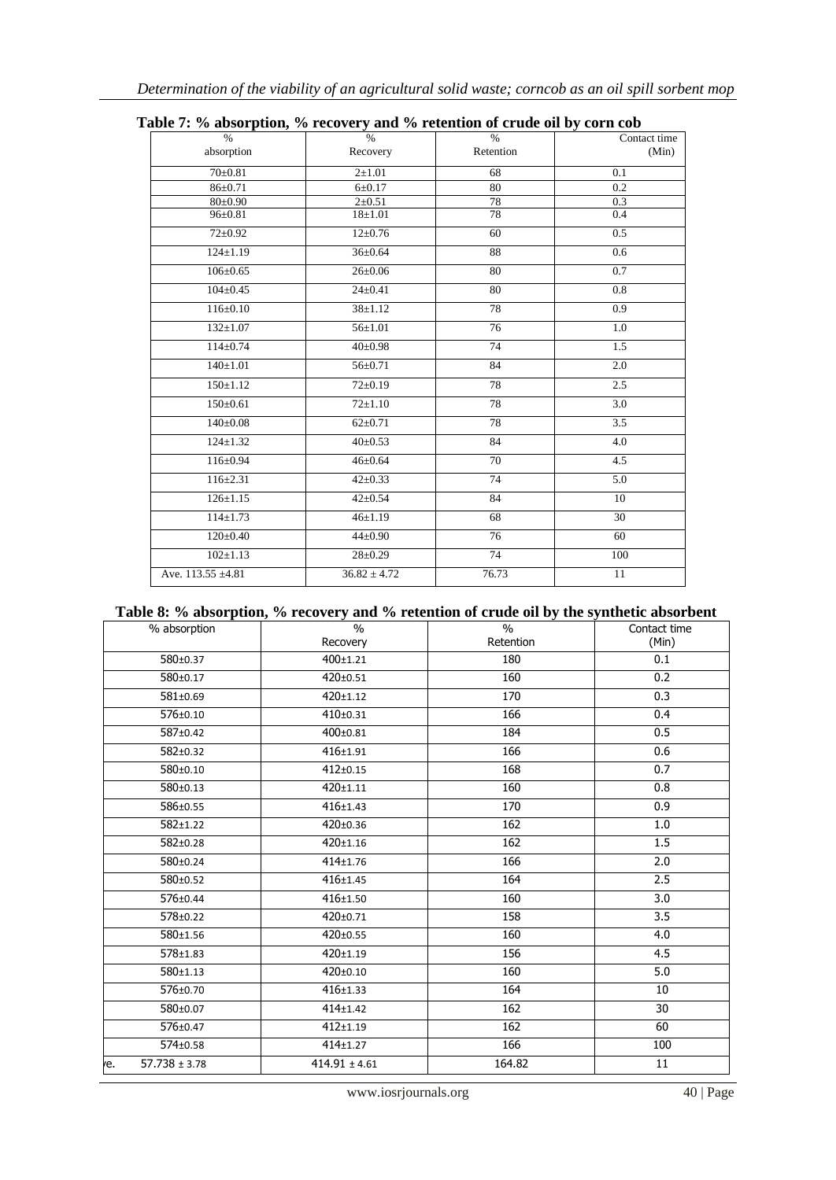**Table 7: % absorption, % recovery and % retention of crude oil by corn cob**

| % absorption | % Recovery | % Retention | Contact time (Min) |
|---|---|---|---|
| 70±0.81 | 2±1.01 | 68 | 0.1 |
| 86±0.71 | 6±0.17 | 80 | 0.2 |
| 80±0.90 | 2±0.51 | 78 | 0.3 |
| 96±0.81 | 18±1.01 | 78 | 0.4 |
| 72±0.92 | 12±0.76 | 60 | 0.5 |
| 124±1.19 | 36±0.64 | 88 | 0.6 |
| 106±0.65 | 26±0.06 | 80 | 0.7 |
| 104±0.45 | 24±0.41 | 80 | 0.8 |
| 116±0.10 | 38±1.12 | 78 | 0.9 |
| 132±1.07 | 56±1.01 | 76 | 1.0 |
| 114±0.74 | 40±0.98 | 74 | 1.5 |
| 140±1.01 | 56±0.71 | 84 | 2.0 |
| 150±1.12 | 72±0.19 | 78 | 2.5 |
| 150±0.61 | 72±1.10 | 78 | 3.0 |
| 140±0.08 | 62±0.71 | 78 | 3.5 |
| 124±1.32 | 40±0.53 | 84 | 4.0 |
| 116±0.94 | 46±0.64 | 70 | 4.5 |
| 116±2.31 | 42±0.33 | 74 | 5.0 |
| 126±1.15 | 42±0.54 | 84 | 10 |
| 114±1.73 | 46±1.19 | 68 | 30 |
| 120±0.40 | 44±0.90 | 76 | 60 |
| 102±1.13 | 28±0.29 | 74 | 100 |
| Ave. 113.55 ±4.81 | 36.82 ± 4.72 | 76.73 | 11 |

**Table 8: % absorption, % recovery and % retention of crude oil by the synthetic absorbent**

| % absorption | % Recovery | % Retention | Contact time (Min) |
|---|---|---|---|
| 580±0.37 | 400±1.21 | 180 | 0.1 |
| 580±0.17 | 420±0.51 | 160 | 0.2 |
| 581±0.69 | 420±1.12 | 170 | 0.3 |
| 576±0.10 | 410±0.31 | 166 | 0.4 |
| 587±0.42 | 400±0.81 | 184 | 0.5 |
| 582±0.32 | 416±1.91 | 166 | 0.6 |
| 580±0.10 | 412±0.15 | 168 | 0.7 |
| 580±0.13 | 420±1.11 | 160 | 0.8 |
| 586±0.55 | 416±1.43 | 170 | 0.9 |
| 582±1.22 | 420±0.36 | 162 | 1.0 |
| 582±0.28 | 420±1.16 | 162 | 1.5 |
| 580±0.24 | 414±1.76 | 166 | 2.0 |
| 580±0.52 | 416±1.45 | 164 | 2.5 |
| 576±0.44 | 416±1.50 | 160 | 3.0 |
| 578±0.22 | 420±0.71 | 158 | 3.5 |
| 580±1.56 | 420±0.55 | 160 | 4.0 |
| 578±1.83 | 420±1.19 | 156 | 4.5 |
| 580±1.13 | 420±0.10 | 160 | 5.0 |
| 576±0.70 | 416±1.33 | 164 | 10 |
| 580±0.07 | 414±1.42 | 162 | 30 |
| 576±0.47 | 412±1.19 | 162 | 60 |
| 574±0.58 | 414±1.27 | 166 | 100 |
| Ave. 57.738 ± 3.78 | 414.91 ± 4.61 | 164.82 | 11 |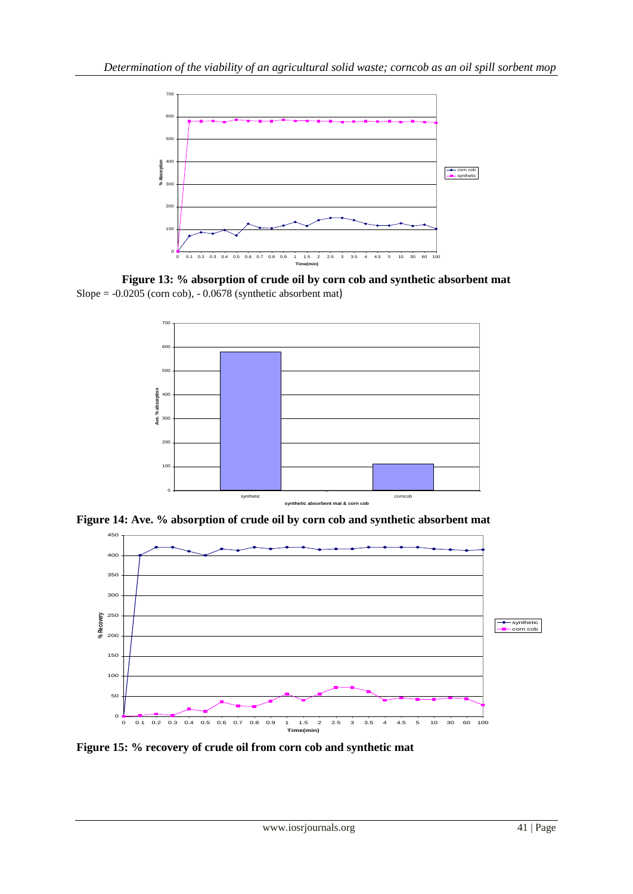**Figure 13: % absorption of crude oil by corn cob and synthetic absorbent mat**

Slope = -0.0205 (corn cob), - 0.0678 (synthetic absorbent mat)

**Figure 14: Ave. % absorption of crude oil by corn cob and synthetic absorbent mat**

**Figure 15: % recovery of crude oil from corn cob and synthetic mat**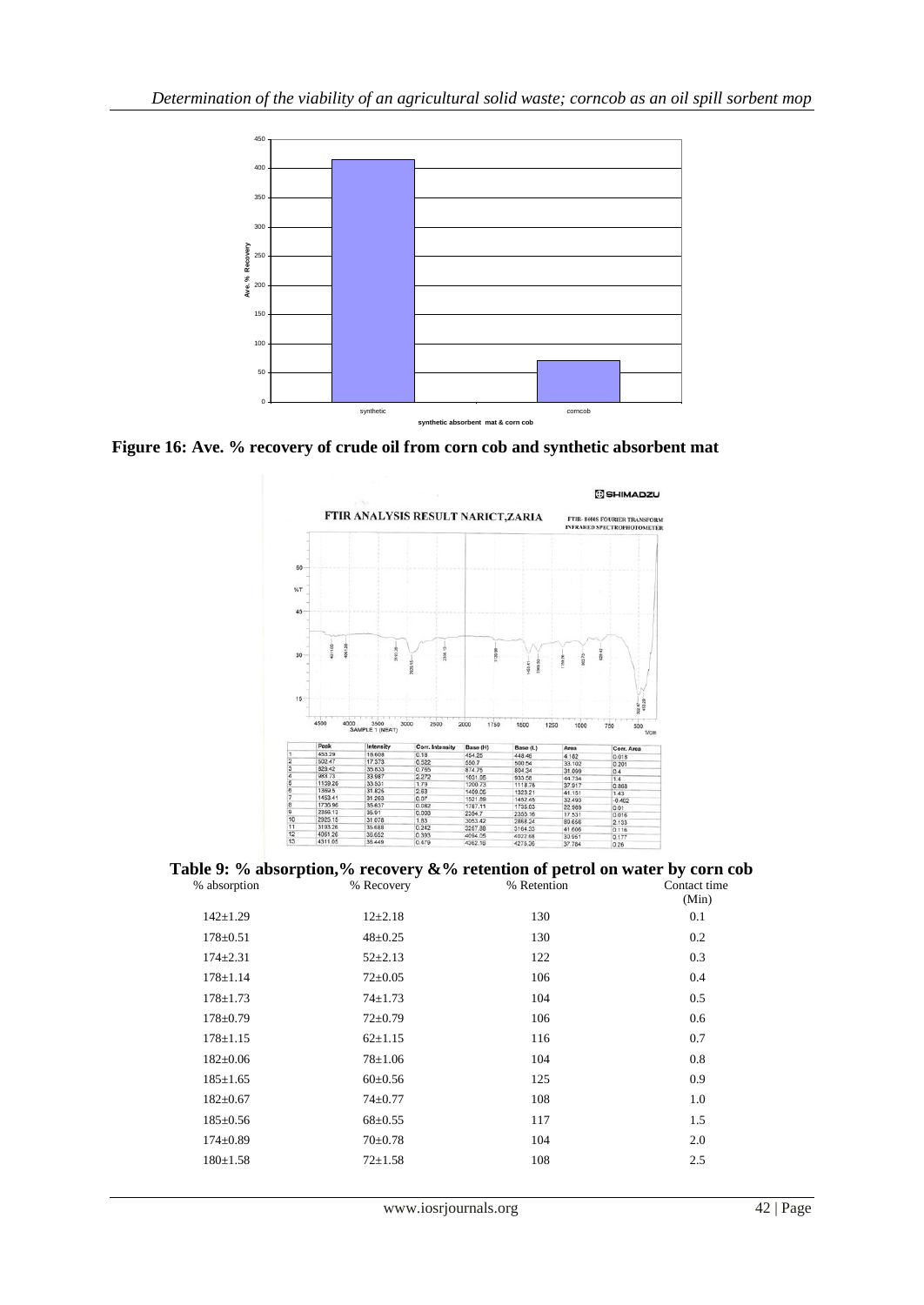**Figure 16: Ave. % recovery of crude oil from corn cob and synthetic absorbent mat**

**Table 9: % absorption,% recovery &% retention of petrol on water by corn cob**

| % absorption | % Recovery | % Retention | Contact time (Min) |
|---|---|---|---|
| 142±1.29 | 12±2.18 | 130 | 0.1 |
| 178±0.51 | 48±0.25 | 130 | 0.2 |
| 174±2.31 | 52±2.13 | 122 | 0.3 |
| 178±1.14 | 72±0.05 | 106 | 0.4 |
| 178±1.73 | 74±1.73 | 104 | 0.5 |
| 178±0.79 | 72±0.79 | 106 | 0.6 |
| 178±1.15 | 62±1.15 | 116 | 0.7 |
| 182±0.06 | 78±1.06 | 104 | 0.8 |
| 185±1.65 | 60±0.56 | 125 | 0.9 |
| 182±0.67 | 74±0.77 | 108 | 1.0 |
| 185±0.56 | 68±0.55 | 117 | 1.5 |
| 174±0.89 | 70±0.78 | 104 | 2.0 |
| 180±1.58 | 72±1.58 | 108 | 2.5 |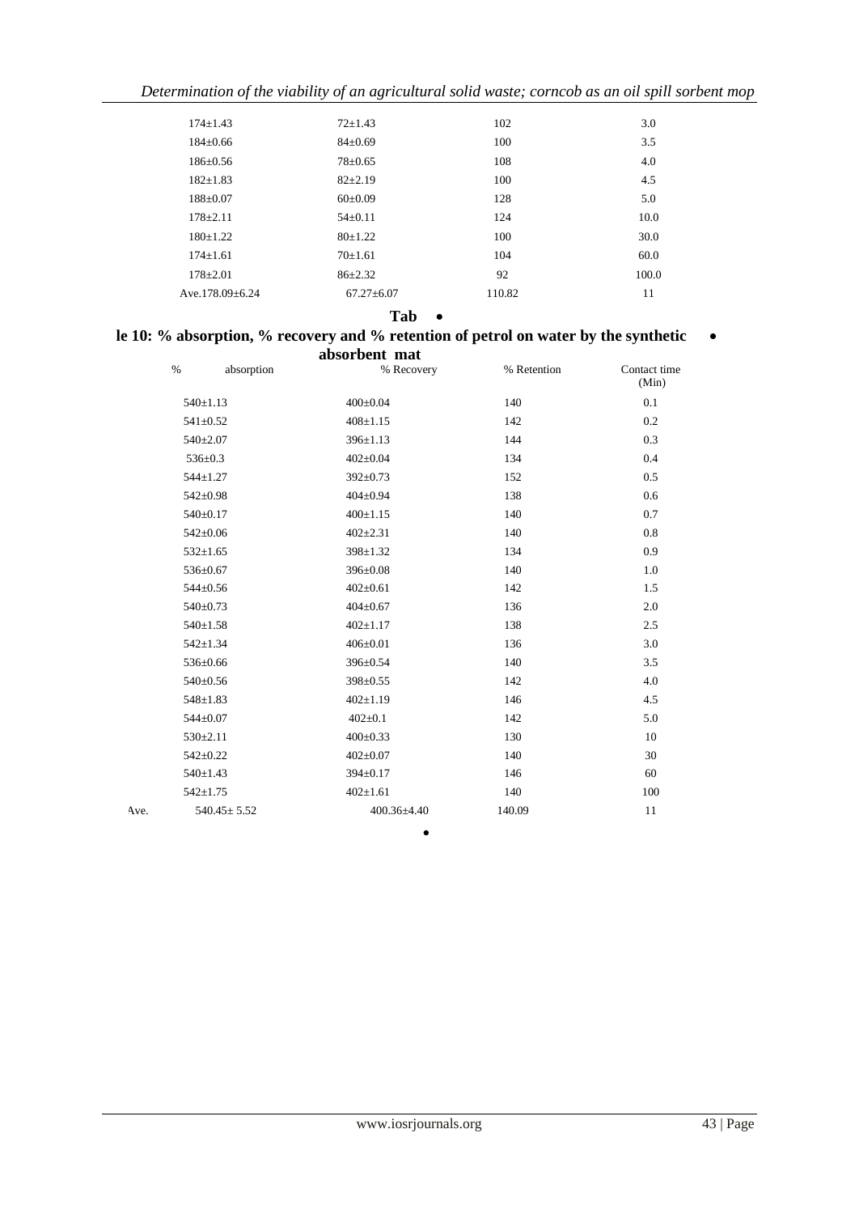| | | | |
|---|---|---|---|
| 174±1.43 | 72±1.43 | 102 | 3.0 |
| 184±0.66 | 84±0.69 | 100 | 3.5 |
| 186±0.56 | 78±0.65 | 108 | 4.0 |
| 182±1.83 | 82±2.19 | 100 | 4.5 |
| 188±0.07 | 60±0.09 | 128 | 5.0 |
| 178±2.11 | 54±0.11 | 124 | 10.0 |
| 180±1.22 | 80±1.22 | 100 | 30.0 |
| 174±1.61 | 70±1.61 | 104 | 60.0 |
| 178±2.01 | 86±2.32 | 92 | 100.0 |
| Ave.178.09±6.24 | 67.27±6.07 | 110.82 | 11 |

**Table 10: % absorption, % recovery and % retention of petrol on water by the synthetic absorbent mat**

| | % absorption | % Recovery | % Retention | Contact time (Min) |
|---|---|---|---|---|
| | 540±1.13 | 400±0.04 | 140 | 0.1 |
| | 541±0.52 | 408±1.15 | 142 | 0.2 |
| | 540±2.07 | 396±1.13 | 144 | 0.3 |
| | 536±0.3 | 402±0.04 | 134 | 0.4 |
| | 544±1.27 | 392±0.73 | 152 | 0.5 |
| | 542±0.98 | 404±0.94 | 138 | 0.6 |
| | 540±0.17 | 400±1.15 | 140 | 0.7 |
| | 542±0.06 | 402±2.31 | 140 | 0.8 |
| | 532±1.65 | 398±1.32 | 134 | 0.9 |
| | 536±0.67 | 396±0.08 | 140 | 1.0 |
| | 544±0.56 | 402±0.61 | 142 | 1.5 |
| | 540±0.73 | 404±0.67 | 136 | 2.0 |
| | 540±1.58 | 402±1.17 | 138 | 2.5 |
| | 542±1.34 | 406±0.01 | 136 | 3.0 |
| | 536±0.66 | 396±0.54 | 140 | 3.5 |
| | 540±0.56 | 398±0.55 | 142 | 4.0 |
| | 548±1.83 | 402±1.19 | 146 | 4.5 |
| | 544±0.07 | 402±0.1 | 142 | 5.0 |
| | 530±2.11 | 400±0.33 | 130 | 10 |
| | 542±0.22 | 402±0.07 | 140 | 30 |
| | 540±1.43 | 394±0.17 | 146 | 60 |
| | 542±1.75 | 402±1.61 | 140 | 100 |
| Ave. | 540.45± 5.52 | 400.36±4.40 | 140.09 | 11 |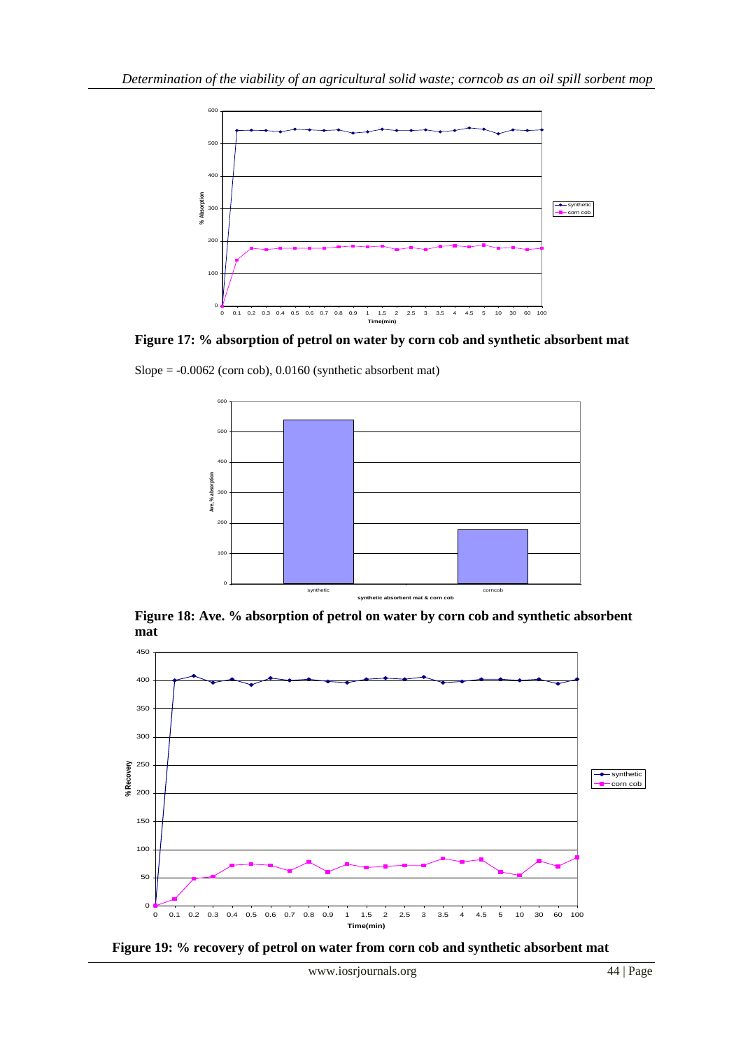**Figure 17: % absorption of petrol on water by corn cob and synthetic absorbent mat**

Slope = -0.0062 (corn cob), 0.0160 (synthetic absorbent mat)

**Figure 18: Ave. % absorption of petrol on water by corn cob and synthetic absorbent mat**

**Figure 19: % recovery of petrol on water from corn cob and synthetic absorbent mat**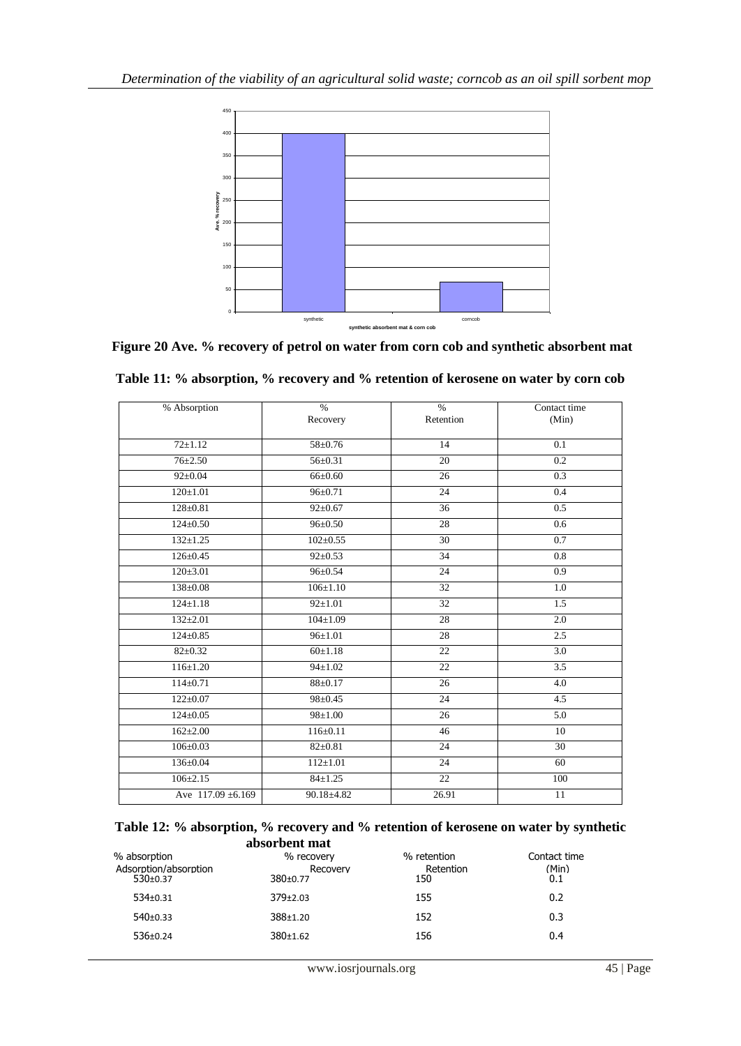Figure 20 Ave. % recovery of petrol on water from corn cob and synthetic absorbent mat

**Table 11: % absorption, % recovery and % retention of kerosene on water by corn cob**

| % Absorption | % Recovery | % Retention | Contact time (Min) |
|---|---|---|---|
| 72±1.12 | 58±0.76 | 14 | 0.1 |
| 76±2.50 | 56±0.31 | 20 | 0.2 |
| 92±0.04 | 66±0.60 | 26 | 0.3 |
| 120±1.01 | 96±0.71 | 24 | 0.4 |
| 128±0.81 | 92±0.67 | 36 | 0.5 |
| 124±0.50 | 96±0.50 | 28 | 0.6 |
| 132±1.25 | 102±0.55 | 30 | 0.7 |
| 126±0.45 | 92±0.53 | 34 | 0.8 |
| 120±3.01 | 96±0.54 | 24 | 0.9 |
| 138±0.08 | 106±1.10 | 32 | 1.0 |
| 124±1.18 | 92±1.01 | 32 | 1.5 |
| 132±2.01 | 104±1.09 | 28 | 2.0 |
| 124±0.85 | 96±1.01 | 28 | 2.5 |
| 82±0.32 | 60±1.18 | 22 | 3.0 |
| 116±1.20 | 94±1.02 | 22 | 3.5 |
| 114±0.71 | 88±0.17 | 26 | 4.0 |
| 122±0.07 | 98±0.45 | 24 | 4.5 |
| 124±0.05 | 98±1.00 | 26 | 5.0 |
| 162±2.00 | 116±0.11 | 46 | 10 |
| 106±0.03 | 82±0.81 | 24 | 30 |
| 136±0.04 | 112±1.01 | 24 | 60 |
| 106±2.15 | 84±1.25 | 22 | 100 |
| Ave 117.09 ±6.169 | 90.18±4.82 | 26.91 | 11 |

**Table 12: % absorption, % recovery and % retention of kerosene on water by synthetic absorbent mat**

| % absorption Adsorption/absorption | % recovery Recovery | % retention Retention | Contact time (Min) |
|---|---|---|---|
| 530±0.37 | 380±0.77 | 150 | 0.1 |
| 534±0.31 | 379±2.03 | 155 | 0.2 |
| 540±0.33 | 388±1.20 | 152 | 0.3 |
| 536±0.24 | 380±1.62 | 156 | 0.4 |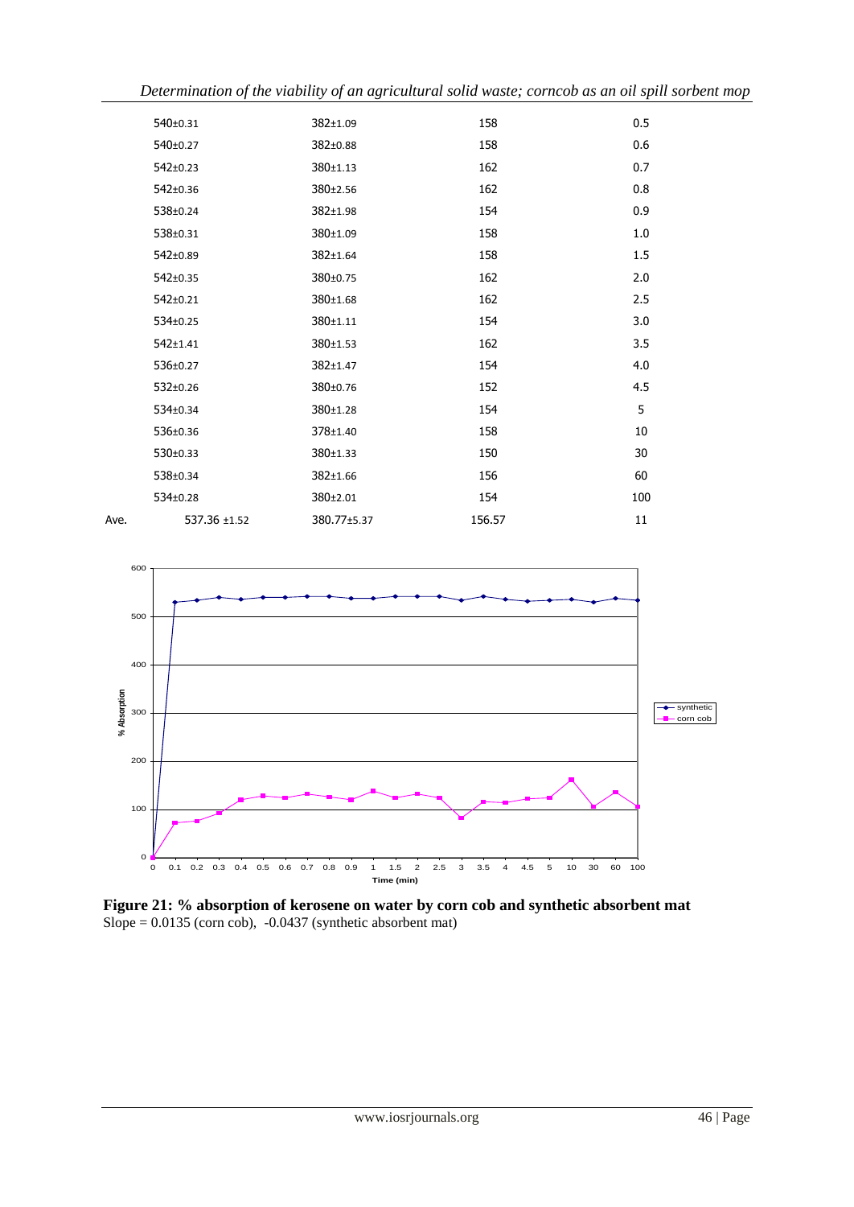| | | | | |
|---|---|---|---|---|
| | 540±0.31 | 382±1.09 | 158 | 0.5 |
| | 540±0.27 | 382±0.88 | 158 | 0.6 |
| | 542±0.23 | 380±1.13 | 162 | 0.7 |
| | 542±0.36 | 380±2.56 | 162 | 0.8 |
| | 538±0.24 | 382±1.98 | 154 | 0.9 |
| | 538±0.31 | 380±1.09 | 158 | 1.0 |
| | 542±0.89 | 382±1.64 | 158 | 1.5 |
| | 542±0.35 | 380±0.75 | 162 | 2.0 |
| | 542±0.21 | 380±1.68 | 162 | 2.5 |
| | 534±0.25 | 380±1.11 | 154 | 3.0 |
| | 542±1.41 | 380±1.53 | 162 | 3.5 |
| | 536±0.27 | 382±1.47 | 154 | 4.0 |
| | 532±0.26 | 380±0.76 | 152 | 4.5 |
| | 534±0.34 | 380±1.28 | 154 | 5 |
| | 536±0.36 | 378±1.40 | 158 | 10 |
| | 530±0.33 | 380±1.33 | 150 | 30 |
| | 538±0.34 | 382±1.66 | 156 | 60 |
| | 534±0.28 | 380±2.01 | 154 | 100 |
| Ave. | 537.36 ±1.52 | 380.77±5.37 | 156.57 | 11 |

**Figure 21: % absorption of kerosene on water by corn cob and synthetic absorbent mat**
Slope = 0.0135 (corn cob), -0.0437 (synthetic absorbent mat)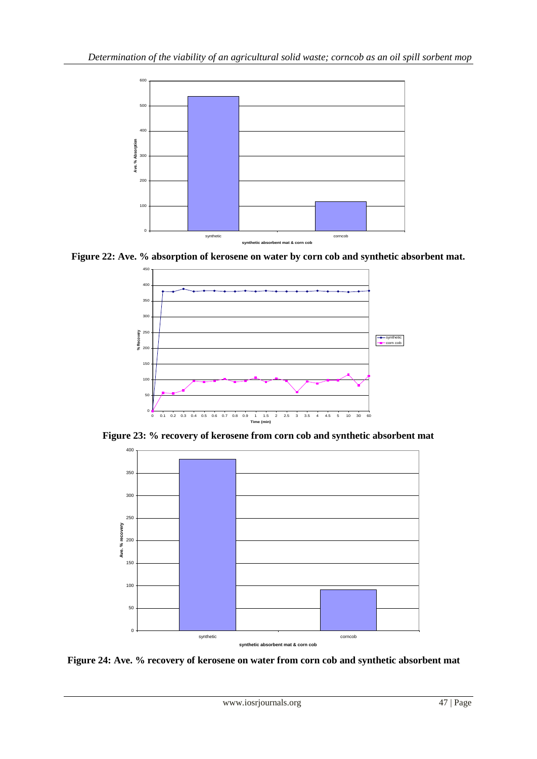Figure 22: Ave. % absorption of kerosene on water by corn cob and synthetic absorbent mat.

Figure 23: % recovery of kerosene from corn cob and synthetic absorbent mat

Figure 24: Ave. % recovery of kerosene on water from corn cob and synthetic absorbent mat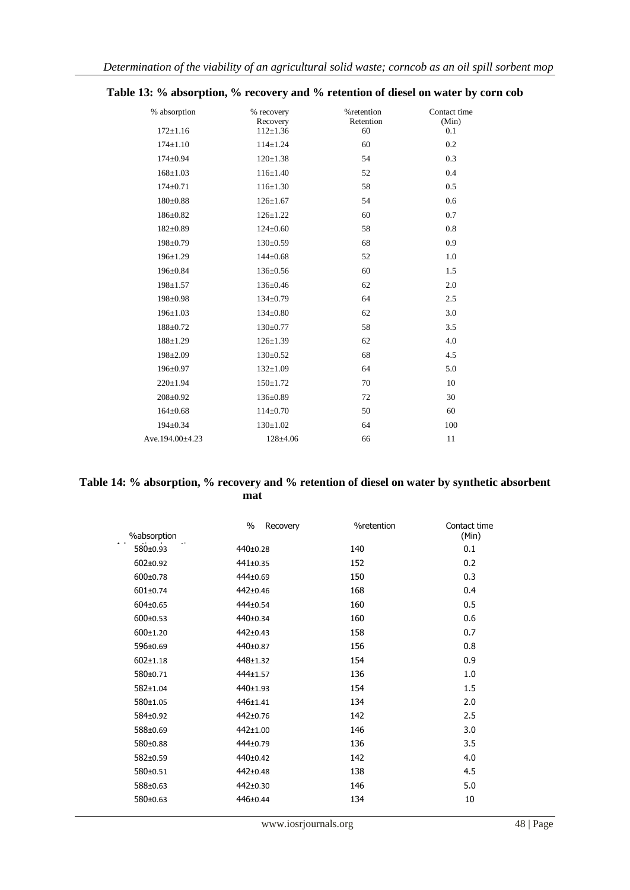**Table 13: % absorption, % recovery and % retention of diesel on water by corn cob**

| % absorption | % recovery Recovery | %retention Retention | Contact time (Min) |
|---|---|---|---|
| 172±1.16 | 112±1.36 | 60 | 0.1 |
| 174±1.10 | 114±1.24 | 60 | 0.2 |
| 174±0.94 | 120±1.38 | 54 | 0.3 |
| 168±1.03 | 116±1.40 | 52 | 0.4 |
| 174±0.71 | 116±1.30 | 58 | 0.5 |
| 180±0.88 | 126±1.67 | 54 | 0.6 |
| 186±0.82 | 126±1.22 | 60 | 0.7 |
| 182±0.89 | 124±0.60 | 58 | 0.8 |
| 198±0.79 | 130±0.59 | 68 | 0.9 |
| 196±1.29 | 144±0.68 | 52 | 1.0 |
| 196±0.84 | 136±0.56 | 60 | 1.5 |
| 198±1.57 | 136±0.46 | 62 | 2.0 |
| 198±0.98 | 134±0.79 | 64 | 2.5 |
| 196±1.03 | 134±0.80 | 62 | 3.0 |
| 188±0.72 | 130±0.77 | 58 | 3.5 |
| 188±1.29 | 126±1.39 | 62 | 4.0 |
| 198±2.09 | 130±0.52 | 68 | 4.5 |
| 196±0.97 | 132±1.09 | 64 | 5.0 |
| 220±1.94 | 150±1.72 | 70 | 10 |
| 208±0.92 | 136±0.89 | 72 | 30 |
| 164±0.68 | 114±0.70 | 50 | 60 |
| 194±0.34 | 130±1.02 | 64 | 100 |
| Ave.194.00±4.23 | 128±4.06 | 66 | 11 |

**Table 14: % absorption, % recovery and % retention of diesel on water by synthetic absorbent mat**

| %absorption | % Recovery | %retention | Contact time (Min) |
|---|---|---|---|
| 580±0.93 | 440±0.28 | 140 | 0.1 |
| 602±0.92 | 441±0.35 | 152 | 0.2 |
| 600±0.78 | 444±0.69 | 150 | 0.3 |
| 601±0.74 | 442±0.46 | 168 | 0.4 |
| 604±0.65 | 444±0.54 | 160 | 0.5 |
| 600±0.53 | 440±0.34 | 160 | 0.6 |
| 600±1.20 | 442±0.43 | 158 | 0.7 |
| 596±0.69 | 440±0.87 | 156 | 0.8 |
| 602±1.18 | 448±1.32 | 154 | 0.9 |
| 580±0.71 | 444±1.57 | 136 | 1.0 |
| 582±1.04 | 440±1.93 | 154 | 1.5 |
| 580±1.05 | 446±1.41 | 134 | 2.0 |
| 584±0.92 | 442±0.76 | 142 | 2.5 |
| 588±0.69 | 442±1.00 | 146 | 3.0 |
| 580±0.88 | 444±0.79 | 136 | 3.5 |
| 582±0.59 | 440±0.42 | 142 | 4.0 |
| 580±0.51 | 442±0.48 | 138 | 4.5 |
| 588±0.63 | 442±0.30 | 146 | 5.0 |
| 580±0.63 | 446±0.44 | 134 | 10 |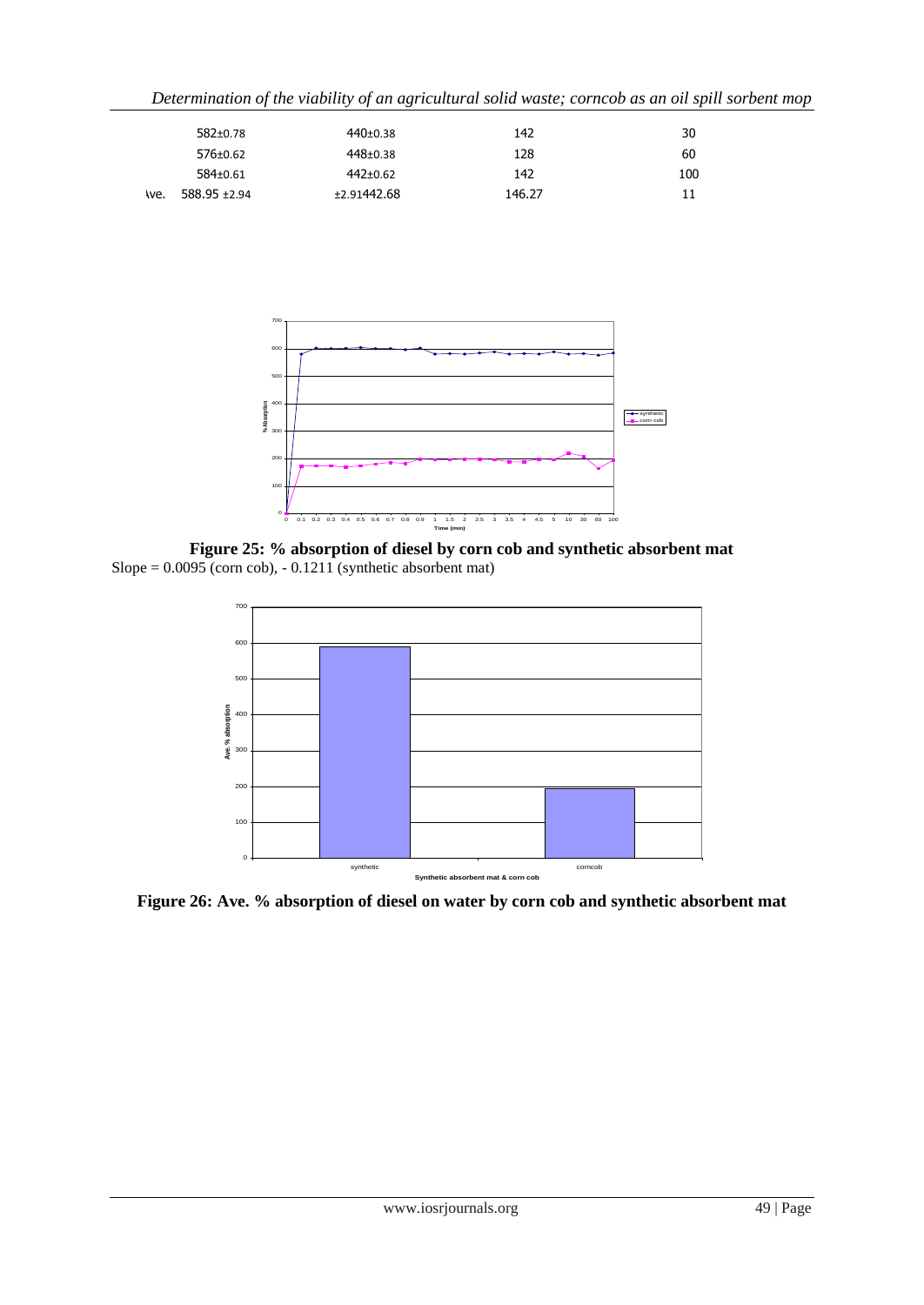| | | | | |
|---|---|---|---|---|
| | 582±0.78 | 440±0.38 | 142 | 30 |
| | 576±0.62 | 448±0.38 | 128 | 60 |
| | 584±0.61 | 442±0.62 | 142 | 100 |
| Ave. | 588.95 ±2.94 | ±2.91442.68 | 146.27 | 11 |

**Figure 25: % absorption of diesel by corn cob and synthetic absorbent mat**

Slope = 0.0095 (corn cob), - 0.1211 (synthetic absorbent mat)

**Figure 26: Ave. % absorption of diesel on water by corn cob and synthetic absorbent mat**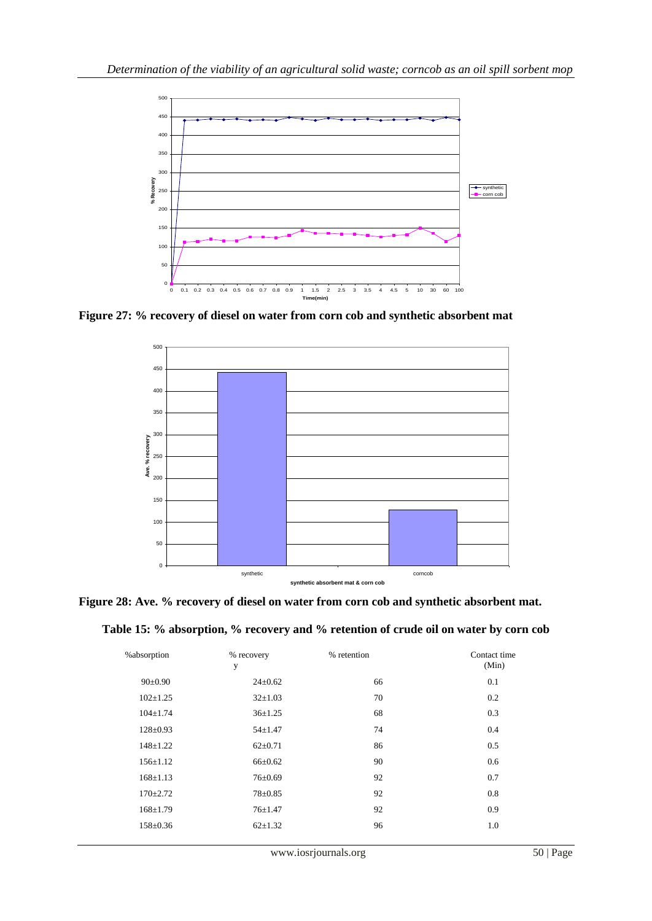Figure 27: % recovery of diesel on water from corn cob and synthetic absorbent mat

Figure 28: Ave. % recovery of diesel on water from corn cob and synthetic absorbent mat.

**Table 15: % absorption, % recovery and % retention of crude oil on water by corn cob**

| %absorption | % recovery y | % retention | Contact time (Min) |
|---|---|---|---|
| 90±0.90 | 24±0.62 | 66 | 0.1 |
| 102±1.25 | 32±1.03 | 70 | 0.2 |
| 104±1.74 | 36±1.25 | 68 | 0.3 |
| 128±0.93 | 54±1.47 | 74 | 0.4 |
| 148±1.22 | 62±0.71 | 86 | 0.5 |
| 156±1.12 | 66±0.62 | 90 | 0.6 |
| 168±1.13 | 76±0.69 | 92 | 0.7 |
| 170±2.72 | 78±0.85 | 92 | 0.8 |
| 168±1.79 | 76±1.47 | 92 | 0.9 |
| 158±0.36 | 62±1.32 | 96 | 1.0 |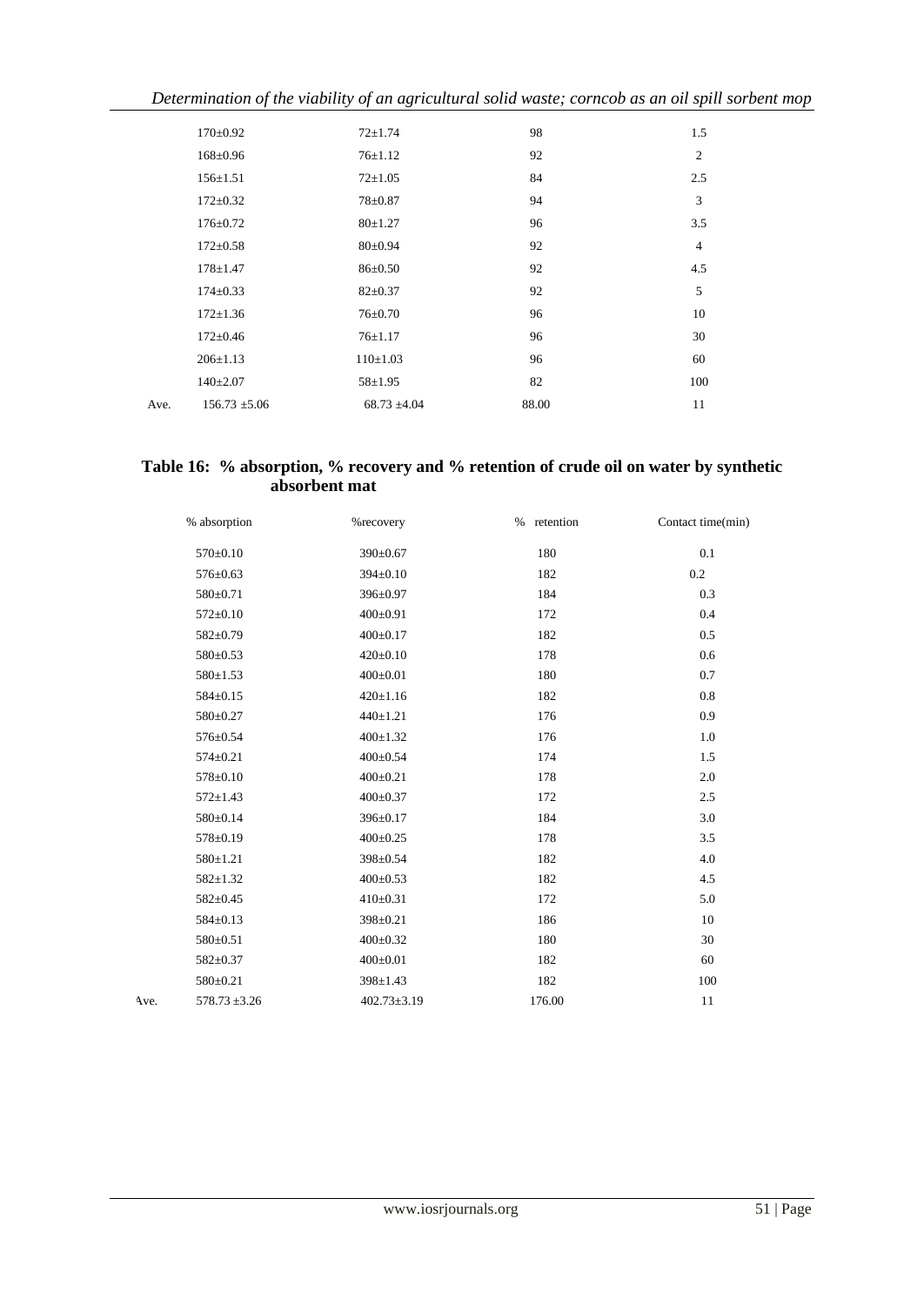| | | | | |
|---|---|---|---|---|
| | 170±0.92 | 72±1.74 | 98 | 1.5 |
| | 168±0.96 | 76±1.12 | 92 | 2 |
| | 156±1.51 | 72±1.05 | 84 | 2.5 |
| | 172±0.32 | 78±0.87 | 94 | 3 |
| | 176±0.72 | 80±1.27 | 96 | 3.5 |
| | 172±0.58 | 80±0.94 | 92 | 4 |
| | 178±1.47 | 86±0.50 | 92 | 4.5 |
| | 174±0.33 | 82±0.37 | 92 | 5 |
| | 172±1.36 | 76±0.70 | 96 | 10 |
| | 172±0.46 | 76±1.17 | 96 | 30 |
| | 206±1.13 | 110±1.03 | 96 | 60 |
| | 140±2.07 | 58±1.95 | 82 | 100 |
| Ave. | 156.73 ±5.06 | 68.73 ±4.04 | 88.00 | 11 |

**Table 16: % absorption, % recovery and % retention of crude oil on water by synthetic absorbent mat**

| | % absorption | %recovery | % retention | Contact time(min) |
|---|---|---|---|---|
| | 570±0.10 | 390±0.67 | 180 | 0.1 |
| | 576±0.63 | 394±0.10 | 182 | 0.2 |
| | 580±0.71 | 396±0.97 | 184 | 0.3 |
| | 572±0.10 | 400±0.91 | 172 | 0.4 |
| | 582±0.79 | 400±0.17 | 182 | 0.5 |
| | 580±0.53 | 420±0.10 | 178 | 0.6 |
| | 580±1.53 | 400±0.01 | 180 | 0.7 |
| | 584±0.15 | 420±1.16 | 182 | 0.8 |
| | 580±0.27 | 440±1.21 | 176 | 0.9 |
| | 576±0.54 | 400±1.32 | 176 | 1.0 |
| | 574±0.21 | 400±0.54 | 174 | 1.5 |
| | 578±0.10 | 400±0.21 | 178 | 2.0 |
| | 572±1.43 | 400±0.37 | 172 | 2.5 |
| | 580±0.14 | 396±0.17 | 184 | 3.0 |
| | 578±0.19 | 400±0.25 | 178 | 3.5 |
| | 580±1.21 | 398±0.54 | 182 | 4.0 |
| | 582±1.32 | 400±0.53 | 182 | 4.5 |
| | 582±0.45 | 410±0.31 | 172 | 5.0 |
| | 584±0.13 | 398±0.21 | 186 | 10 |
| | 580±0.51 | 400±0.32 | 180 | 30 |
| | 582±0.37 | 400±0.01 | 182 | 60 |
| | 580±0.21 | 398±1.43 | 182 | 100 |
| Ave. | 578.73 ±3.26 | 402.73±3.19 | 176.00 | 11 |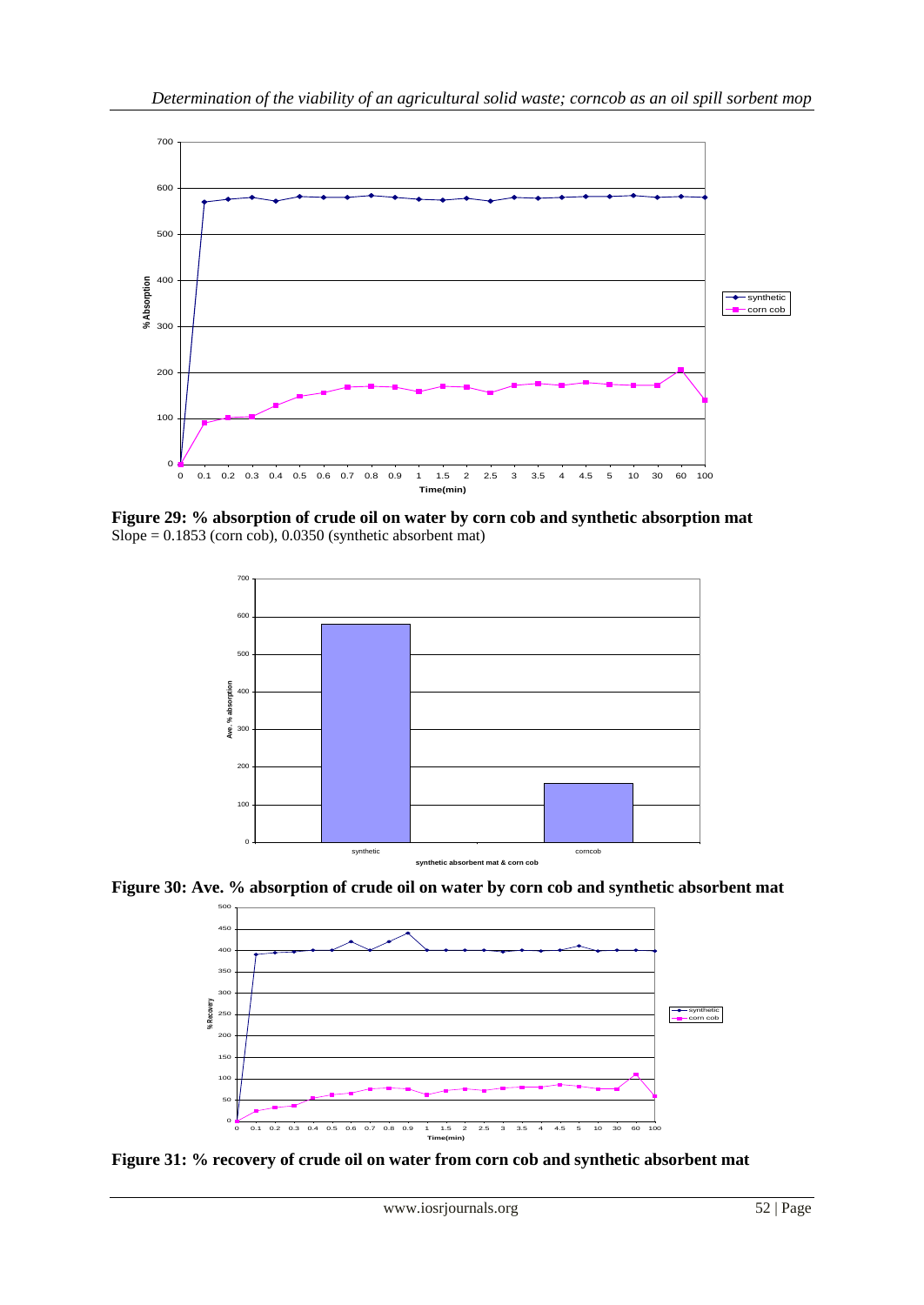**Figure 29: % absorption of crude oil on water by corn cob and synthetic absorption mat**
Slope = 0.1853 (corn cob), 0.0350 (synthetic absorbent mat)

**Figure 30: Ave. % absorption of crude oil on water by corn cob and synthetic absorbent mat**

**Figure 31: % recovery of crude oil on water from corn cob and synthetic absorbent mat**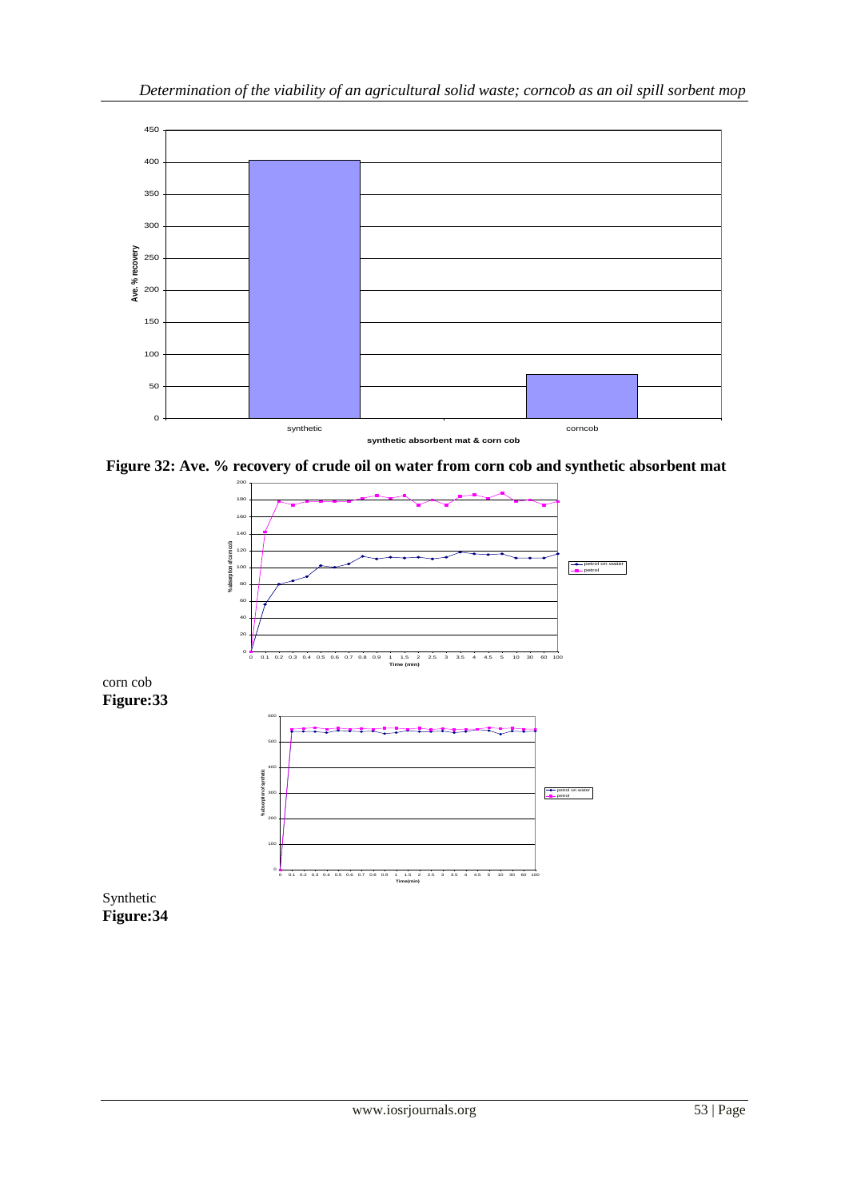Figure 32: Ave. % recovery of crude oil on water from corn cob and synthetic absorbent mat

corn cob
**Figure:33**

Synthetic
**Figure:34**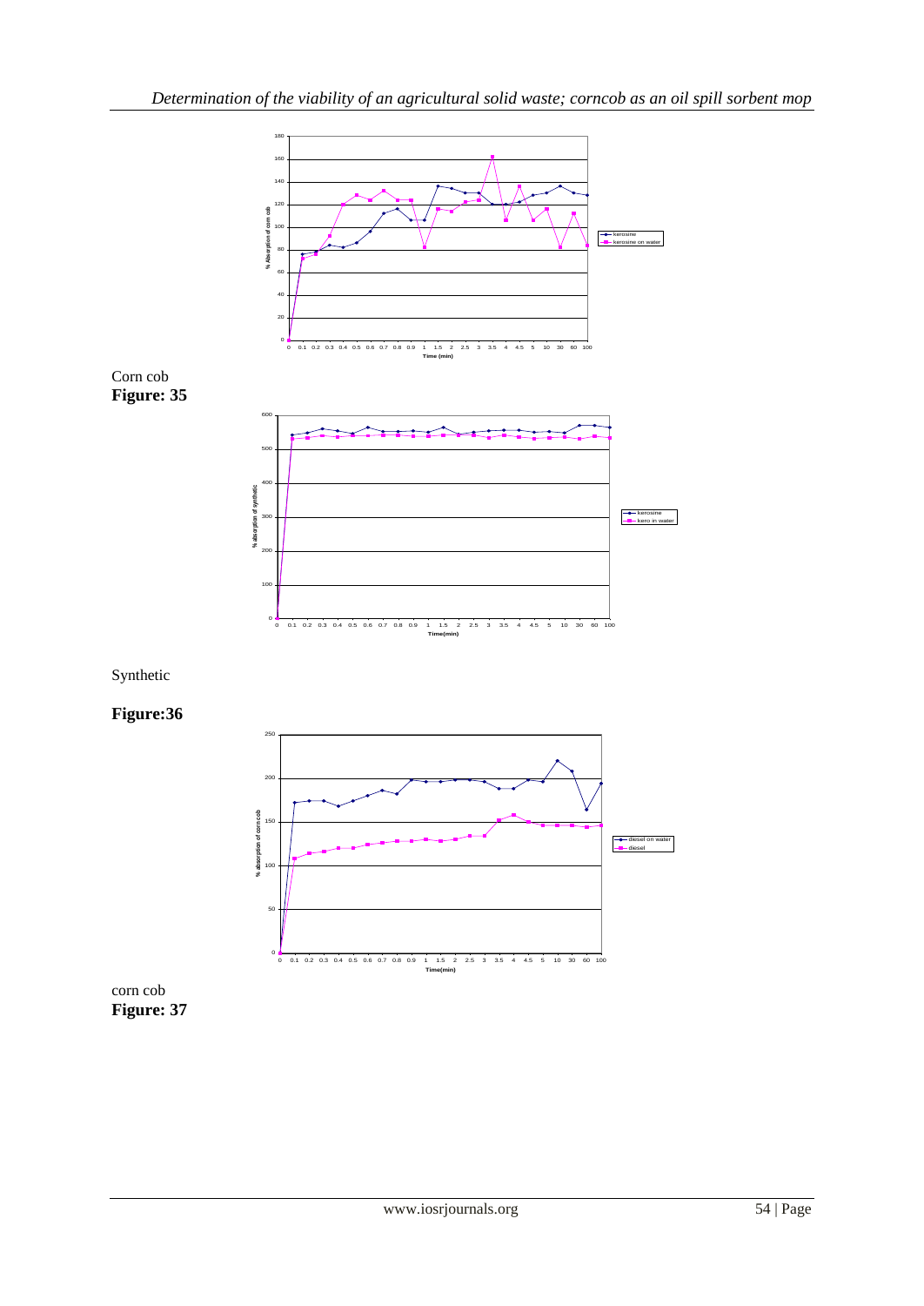Corn cob

**Figure: 35**

Synthetic

**Figure:36**

corn cob

**Figure: 37**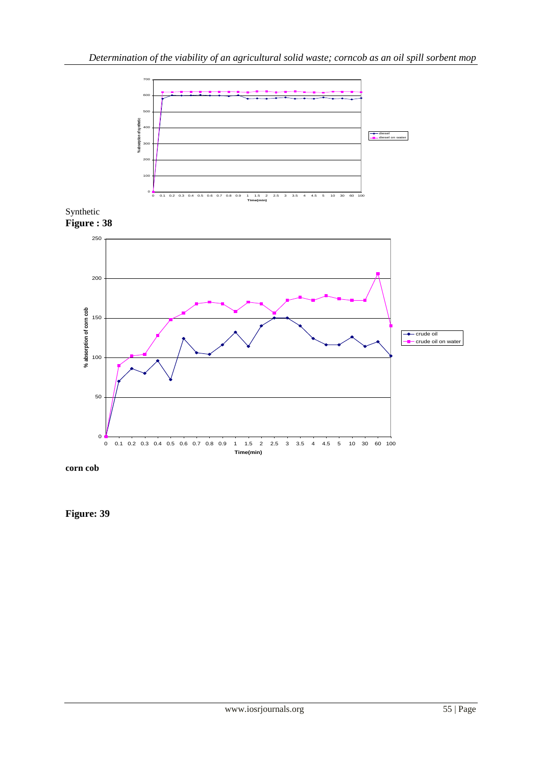Synthetic

**Figure : 38**

**corn cob**

**Figure: 39**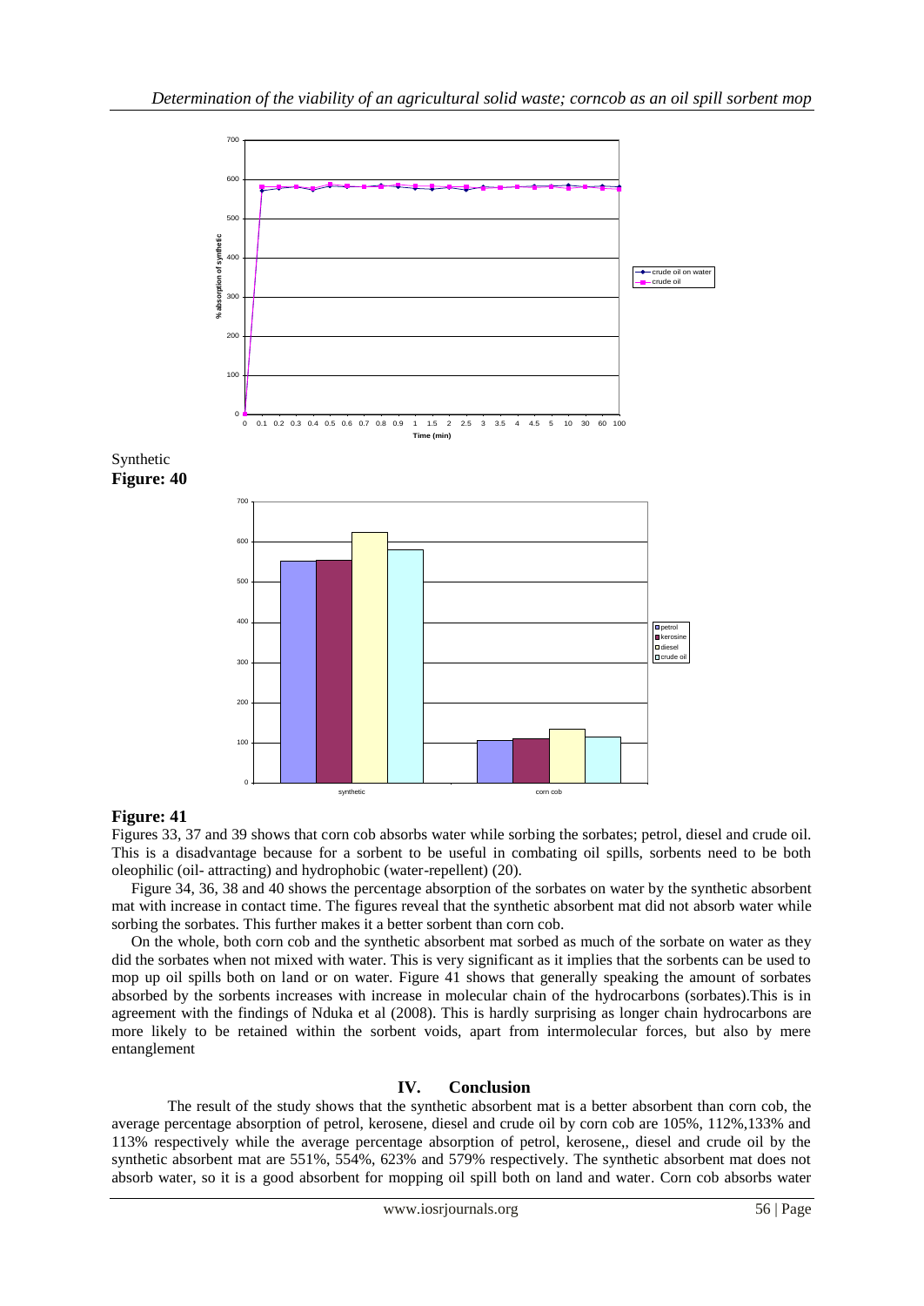Synthetic
**Figure: 40**

**Figure: 41**

Figures 33, 37 and 39 shows that corn cob absorbs water while sorbing the sorbates; petrol, diesel and crude oil. This is a disadvantage because for a sorbent to be useful in combating oil spills, sorbents need to be both oleophilic (oil- attracting) and hydrophobic (water-repellent) (20).

Figure 34, 36, 38 and 40 shows the percentage absorption of the sorbates on water by the synthetic absorbent mat with increase in contact time. The figures reveal that the synthetic absorbent mat did not absorb water while sorbing the sorbates. This further makes it a better sorbent than corn cob.

On the whole, both corn cob and the synthetic absorbent mat sorbed as much of the sorbate on water as they did the sorbates when not mixed with water. This is very significant as it implies that the sorbents can be used to mop up oil spills both on land or on water. Figure 41 shows that generally speaking the amount of sorbates absorbed by the sorbents increases with increase in molecular chain of the hydrocarbons (sorbates).This is in agreement with the findings of Nduka et al (2008). This is hardly surprising as longer chain hydrocarbons are more likely to be retained within the sorbent voids, apart from intermolecular forces, but also by mere entanglement

## IV. Conclusion

The result of the study shows that the synthetic absorbent mat is a better absorbent than corn cob, the average percentage absorption of petrol, kerosene, diesel and crude oil by corn cob are 105%, 112%,133% and 113% respectively while the average percentage absorption of petrol, kerosene,, diesel and crude oil by the synthetic absorbent mat are 551%, 554%, 623% and 579% respectively. The synthetic absorbent mat does not absorb water, so it is a good absorbent for mopping oil spill both on land and water. Corn cob absorbs water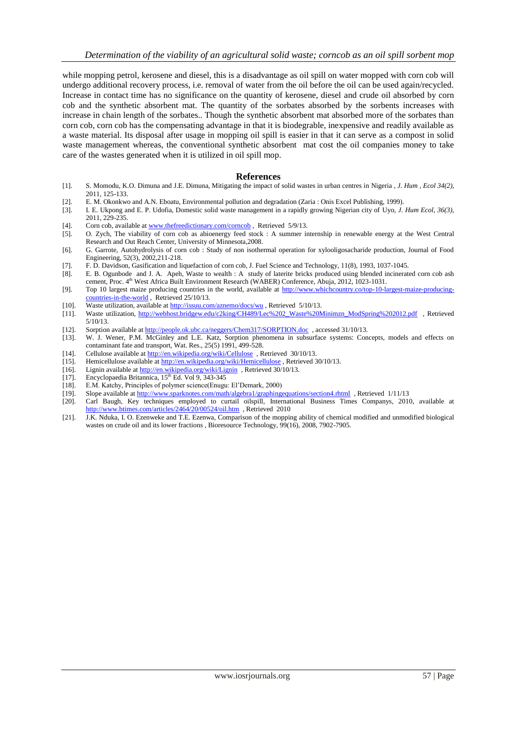while mopping petrol, kerosene and diesel, this is a disadvantage as oil spill on water mopped with corn cob will undergo additional recovery process, i.e. removal of water from the oil before the oil can be used again/recycled. Increase in contact time has no significance on the quantity of kerosene, diesel and crude oil absorbed by corn cob and the synthetic absorbent mat. The quantity of the sorbates absorbed by the sorbents increases with increase in chain length of the sorbates.. Though the synthetic absorbent mat absorbed more of the sorbates than corn cob, corn cob has the compensating advantage in that it is biodegrable, inexpensive and readily available as a waste material. Its disposal after usage in mopping oil spill is easier in that it can serve as a compost in solid waste management whereas, the conventional synthetic absorbent mat cost the oil companies money to take care of the wastes generated when it is utilized in oil spill mop.

## References

[1]. S. Momodu, K.O. Dimuna and J.E. Dimuna, Mitigating the impact of solid wastes in urban centres in Nigeria , *J. Hum , Ecol 34(2),* 2011, 125-133.

[2]. E. M. Okonkwo and A.N. Eboatu, Environmental pollution and degradation (Zaria : Onis Excel Publishing, 1999).

[3]. I. E. Ukpong and E. P. Udofia, Domestic solid waste management in a rapidly growing Nigerian city of Uyo, *J. Hum Ecol, 36(3),* 2011, 229-235.

[4]. Corn cob, available at www.thefreedictionary.com/corncob , Retrieved 5/9/13.

[5]. O. Zych, The viability of corn cob as abioenergy feed stock : A summer internship in renewable energy at the West Central Research and Out Reach Center, University of Minnesota,2008.

[6]. G. Garrote, Autohydrolysis of corn cob : Study of non isothermal operation for xylooligosacharide production, Journal of Food Engineering, 52(3), 2002,211-218.

[7]. F. D. Davidson, Gasification and liquefaction of corn cob, J. Fuel Science and Technology, 11(8), 1993, 1037-1045.

[8]. E. B. Ogunbode and J. A. Apeh, Waste to wealth : A study of laterite bricks produced using blended incinerated corn cob ash cement, Proc. 4th West Africa Built Environment Research (WABER) Conference, Abuja, 2012, 1023-1031.

[9]. Top 10 largest maize producing countries in the world, available at http://www.whichcountry.co/top-10-largest-maize-producing-countries-in-the-world , Retrieved 25/10/13.

[10]. Waste utilization, available at http://issuu.com/aznemo/docs/wu , Retrieved 5/10/13.

[11]. Waste utilization, http://webhost.bridgew.edu/c2king/CH489/Lec%202_Waste%20Minimzn_ModSpring%202012.pdf , Retrieved 5/10/13.

[12]. Sorption available at http://people.ok.ubc.ca/neggers/Chem317/SORPTION.doc , accessed 31/10/13.

[13]. W. J. Wener, P.M. McGinley and L.E. Katz, Sorption phenomena in subsurface systems: Concepts, models and effects on contaminant fate and transport, Wat. Res., 25(5) 1991, 499-528.

[14]. Cellulose available at http://en.wikipedia.org/wiki/Cellulose , Retrieved 30/10/13.

[15]. Hemicellulose available at http://en.wikipedia.org/wiki/Hemicellulose , Retrieved 30/10/13.

[16]. Lignin available at http://en.wikipedia.org/wiki/Lignin , Retrieved 30/10/13.

[17]. Encyclopaedia Britannica, 15th Ed. Vol 9, 343-345

[18]. E.M. Katchy, Principles of polymer science(Enugu: El'Demark, 2000)

[19]. Slope available at http://www.sparknotes.com/math/algebra1/graphingequations/section4.rhtml , Retrieved 1/11/13

[20]. Carl Baugh, Key techniques employed to curtail oilspill, International Business Times Companys, 2010, available at http://www.btimes.com/articles/2464/20/00524/oil.htm , Retrieved 2010

[21]. J.K. Nduka, I. O. Ezenweke and T.E. Ezenwa, Comparison of the mopping ability of chemical modified and unmodified biological wastes on crude oil and its lower fractions , Bioresource Technology, 99(16), 2008, 7902-7905.